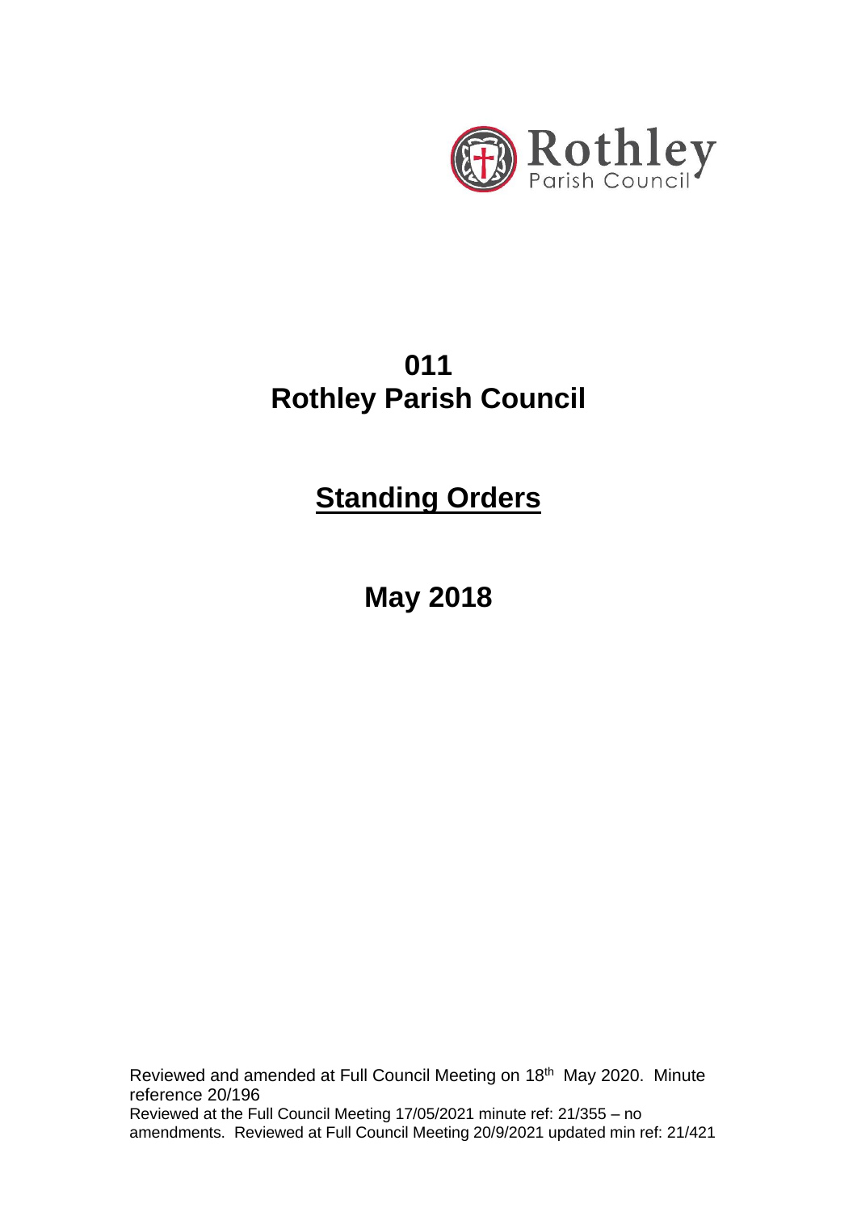Rothley
Parish Council

# 011
# Rothley Parish Council

## Standing Orders

## May 2018

Reviewed and amended at Full Council Meeting on 18th May 2020. Minute reference 20/196
Reviewed at the Full Council Meeting 17/05/2021 minute ref: 21/355 – no amendments. Reviewed at Full Council Meeting 20/9/2021 updated min ref: 21/421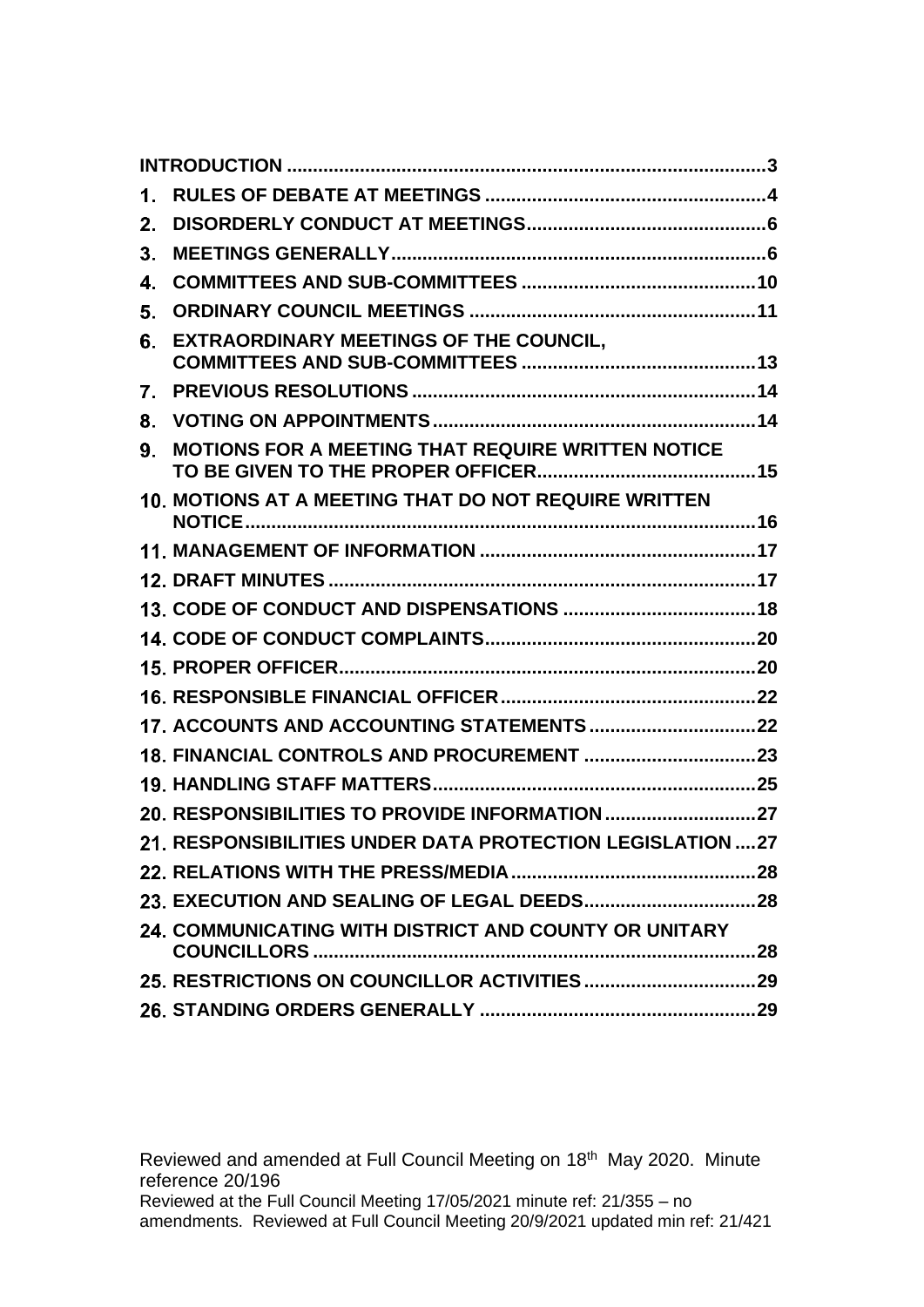| | | |
|---|---|---|
| | **INTRODUCTION** | **3** |
| **1.** | **RULES OF DEBATE AT MEETINGS** | **4** |
| **2.** | **DISORDERLY CONDUCT AT MEETINGS** | **6** |
| **3.** | **MEETINGS GENERALLY** | **6** |
| **4.** | **COMMITTEES AND SUB-COMMITTEES** | **10** |
| **5.** | **ORDINARY COUNCIL MEETINGS** | **11** |
| **6.** | **EXTRAORDINARY MEETINGS OF THE COUNCIL, COMMITTEES AND SUB-COMMITTEES** | **13** |
| **7.** | **PREVIOUS RESOLUTIONS** | **14** |
| **8.** | **VOTING ON APPOINTMENTS** | **14** |
| **9.** | **MOTIONS FOR A MEETING THAT REQUIRE WRITTEN NOTICE TO BE GIVEN TO THE PROPER OFFICER** | **15** |
| **10.** | **MOTIONS AT A MEETING THAT DO NOT REQUIRE WRITTEN NOTICE** | **16** |
| **11.** | **MANAGEMENT OF INFORMATION** | **17** |
| **12.** | **DRAFT MINUTES** | **17** |
| **13.** | **CODE OF CONDUCT AND DISPENSATIONS** | **18** |
| **14.** | **CODE OF CONDUCT COMPLAINTS** | **20** |
| **15.** | **PROPER OFFICER** | **20** |
| **16.** | **RESPONSIBLE FINANCIAL OFFICER** | **22** |
| **17.** | **ACCOUNTS AND ACCOUNTING STATEMENTS** | **22** |
| **18.** | **FINANCIAL CONTROLS AND PROCUREMENT** | **23** |
| **19.** | **HANDLING STAFF MATTERS** | **25** |
| **20.** | **RESPONSIBILITIES TO PROVIDE INFORMATION** | **27** |
| **21.** | **RESPONSIBILITIES UNDER DATA PROTECTION LEGISLATION** | **27** |
| **22.** | **RELATIONS WITH THE PRESS/MEDIA** | **28** |
| **23.** | **EXECUTION AND SEALING OF LEGAL DEEDS** | **28** |
| **24.** | **COMMUNICATING WITH DISTRICT AND COUNTY OR UNITARY COUNCILLORS** | **28** |
| **25.** | **RESTRICTIONS ON COUNCILLOR ACTIVITIES** | **29** |
| **26.** | **STANDING ORDERS GENERALLY** | **29** |

Reviewed and amended at Full Council Meeting on 18th May 2020. Minute reference 20/196
Reviewed at the Full Council Meeting 17/05/2021 minute ref: 21/355 – no amendments. Reviewed at Full Council Meeting 20/9/2021 updated min ref: 21/421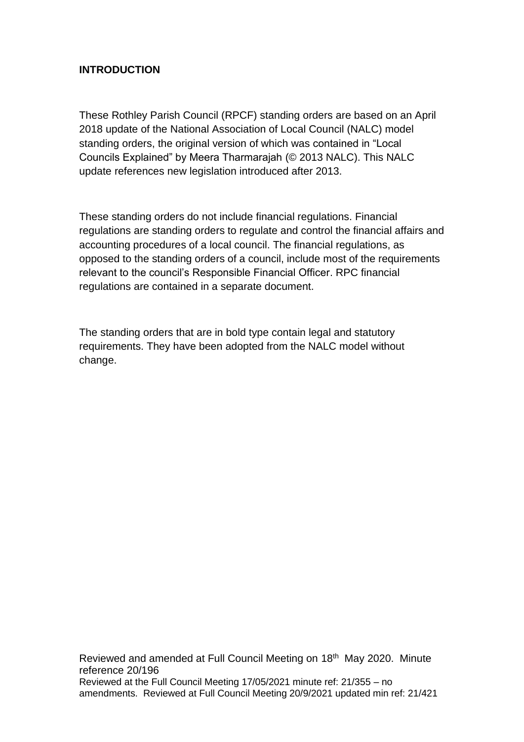**INTRODUCTION**

These Rothley Parish Council (RPCF) standing orders are based on an April 2018 update of the National Association of Local Council (NALC) model standing orders, the original version of which was contained in "Local Councils Explained" by Meera Tharmarajah (© 2013 NALC). This NALC update references new legislation introduced after 2013.

These standing orders do not include financial regulations. Financial regulations are standing orders to regulate and control the financial affairs and accounting procedures of a local council. The financial regulations, as opposed to the standing orders of a council, include most of the requirements relevant to the council's Responsible Financial Officer. RPC financial regulations are contained in a separate document.

The standing orders that are in bold type contain legal and statutory requirements. They have been adopted from the NALC model without change.

Reviewed and amended at Full Council Meeting on 18th May 2020. Minute reference 20/196
Reviewed at the Full Council Meeting 17/05/2021 minute ref: 21/355 – no amendments. Reviewed at Full Council Meeting 20/9/2021 updated min ref: 21/421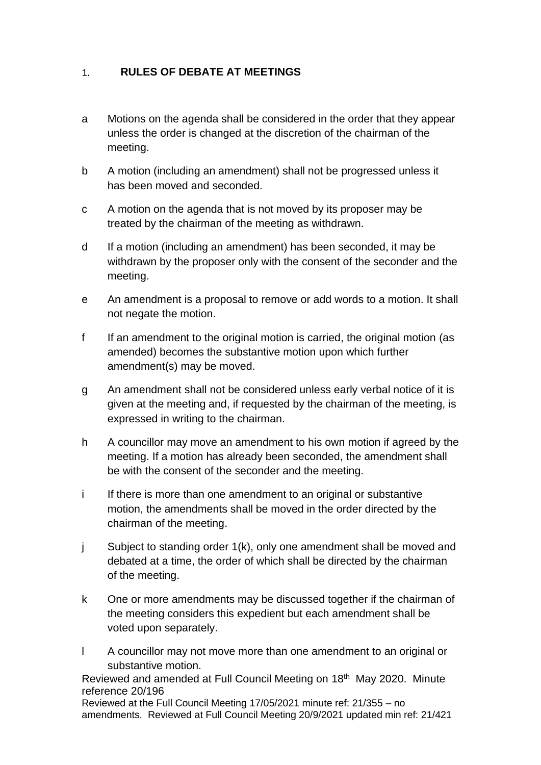## 1. RULES OF DEBATE AT MEETINGS

a Motions on the agenda shall be considered in the order that they appear unless the order is changed at the discretion of the chairman of the meeting.

b A motion (including an amendment) shall not be progressed unless it has been moved and seconded.

c A motion on the agenda that is not moved by its proposer may be treated by the chairman of the meeting as withdrawn.

d If a motion (including an amendment) has been seconded, it may be withdrawn by the proposer only with the consent of the seconder and the meeting.

e An amendment is a proposal to remove or add words to a motion. It shall not negate the motion.

f If an amendment to the original motion is carried, the original motion (as amended) becomes the substantive motion upon which further amendment(s) may be moved.

g An amendment shall not be considered unless early verbal notice of it is given at the meeting and, if requested by the chairman of the meeting, is expressed in writing to the chairman.

h A councillor may move an amendment to his own motion if agreed by the meeting. If a motion has already been seconded, the amendment shall be with the consent of the seconder and the meeting.

i If there is more than one amendment to an original or substantive motion, the amendments shall be moved in the order directed by the chairman of the meeting.

j Subject to standing order 1(k), only one amendment shall be moved and debated at a time, the order of which shall be directed by the chairman of the meeting.

k One or more amendments may be discussed together if the chairman of the meeting considers this expedient but each amendment shall be voted upon separately.

l A councillor may not move more than one amendment to an original or substantive motion.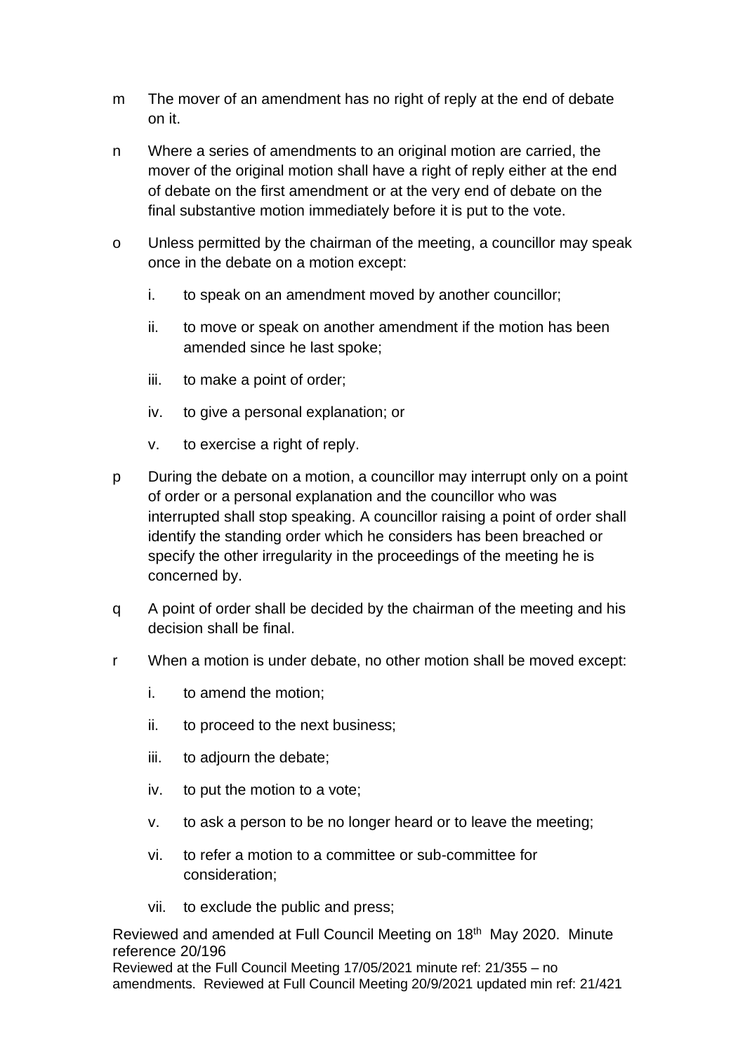m The mover of an amendment has no right of reply at the end of debate on it.

n Where a series of amendments to an original motion are carried, the mover of the original motion shall have a right of reply either at the end of debate on the first amendment or at the very end of debate on the final substantive motion immediately before it is put to the vote.

o Unless permitted by the chairman of the meeting, a councillor may speak once in the debate on a motion except:

   i. to speak on an amendment moved by another councillor;

   ii. to move or speak on another amendment if the motion has been amended since he last spoke;

   iii. to make a point of order;

   iv. to give a personal explanation; or

   v. to exercise a right of reply.

p During the debate on a motion, a councillor may interrupt only on a point of order or a personal explanation and the councillor who was interrupted shall stop speaking. A councillor raising a point of order shall identify the standing order which he considers has been breached or specify the other irregularity in the proceedings of the meeting he is concerned by.

q A point of order shall be decided by the chairman of the meeting and his decision shall be final.

r When a motion is under debate, no other motion shall be moved except:

   i. to amend the motion;

   ii. to proceed to the next business;

   iii. to adjourn the debate;

   iv. to put the motion to a vote;

   v. to ask a person to be no longer heard or to leave the meeting;

   vi. to refer a motion to a committee or sub-committee for consideration;

   vii. to exclude the public and press;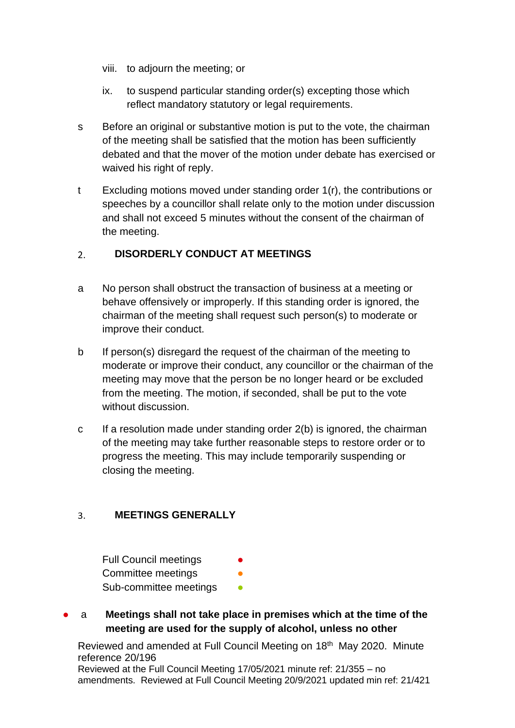viii. to adjourn the meeting; or

ix. to suspend particular standing order(s) excepting those which reflect mandatory statutory or legal requirements.

s Before an original or substantive motion is put to the vote, the chairman of the meeting shall be satisfied that the motion has been sufficiently debated and that the mover of the motion under debate has exercised or waived his right of reply.

t Excluding motions moved under standing order 1(r), the contributions or speeches by a councillor shall relate only to the motion under discussion and shall not exceed 5 minutes without the consent of the chairman of the meeting.

## 2. DISORDERLY CONDUCT AT MEETINGS

a No person shall obstruct the transaction of business at a meeting or behave offensively or improperly. If this standing order is ignored, the chairman of the meeting shall request such person(s) to moderate or improve their conduct.

b If person(s) disregard the request of the chairman of the meeting to moderate or improve their conduct, any councillor or the chairman of the meeting may move that the person be no longer heard or be excluded from the meeting. The motion, if seconded, shall be put to the vote without discussion.

c If a resolution made under standing order 2(b) is ignored, the chairman of the meeting may take further reasonable steps to restore order or to progress the meeting. This may include temporarily suspending or closing the meeting.

## 3. MEETINGS GENERALLY

Full Council meetings ●
Committee meetings ●
Sub-committee meetings ●

● a **Meetings shall not take place in premises which at the time of the meeting are used for the supply of alcohol, unless no other**

Reviewed and amended at Full Council Meeting on 18th May 2020. Minute reference 20/196
Reviewed at the Full Council Meeting 17/05/2021 minute ref: 21/355 – no amendments. Reviewed at Full Council Meeting 20/9/2021 updated min ref: 21/421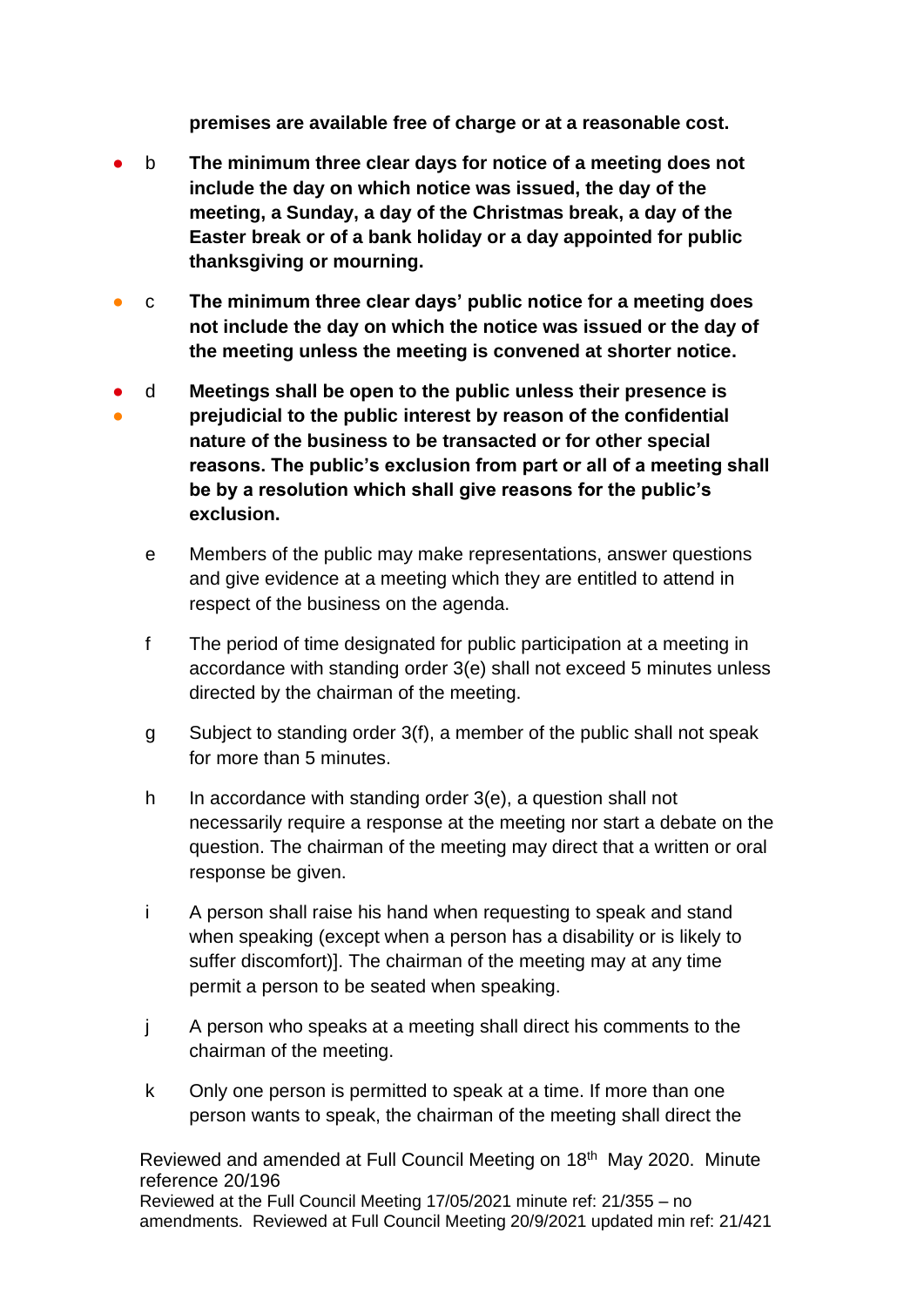**premises are available free of charge or at a reasonable cost.**

- b **The minimum three clear days for notice of a meeting does not include the day on which notice was issued, the day of the meeting, a Sunday, a day of the Christmas break, a day of the Easter break or of a bank holiday or a day appointed for public thanksgiving or mourning.**

- c **The minimum three clear days' public notice for a meeting does not include the day on which the notice was issued or the day of the meeting unless the meeting is convened at shorter notice.**

- d **Meetings shall be open to the public unless their presence is prejudicial to the public interest by reason of the confidential nature of the business to be transacted or for other special reasons. The public's exclusion from part or all of a meeting shall be by a resolution which shall give reasons for the public's exclusion.**

e Members of the public may make representations, answer questions and give evidence at a meeting which they are entitled to attend in respect of the business on the agenda.

f The period of time designated for public participation at a meeting in accordance with standing order 3(e) shall not exceed 5 minutes unless directed by the chairman of the meeting.

g Subject to standing order 3(f), a member of the public shall not speak for more than 5 minutes.

h In accordance with standing order 3(e), a question shall not necessarily require a response at the meeting nor start a debate on the question. The chairman of the meeting may direct that a written or oral response be given.

i A person shall raise his hand when requesting to speak and stand when speaking (except when a person has a disability or is likely to suffer discomfort)]. The chairman of the meeting may at any time permit a person to be seated when speaking.

j A person who speaks at a meeting shall direct his comments to the chairman of the meeting.

k Only one person is permitted to speak at a time. If more than one person wants to speak, the chairman of the meeting shall direct the

Reviewed and amended at Full Council Meeting on 18th May 2020. Minute reference 20/196
Reviewed at the Full Council Meeting 17/05/2021 minute ref: 21/355 – no amendments. Reviewed at Full Council Meeting 20/9/2021 updated min ref: 21/421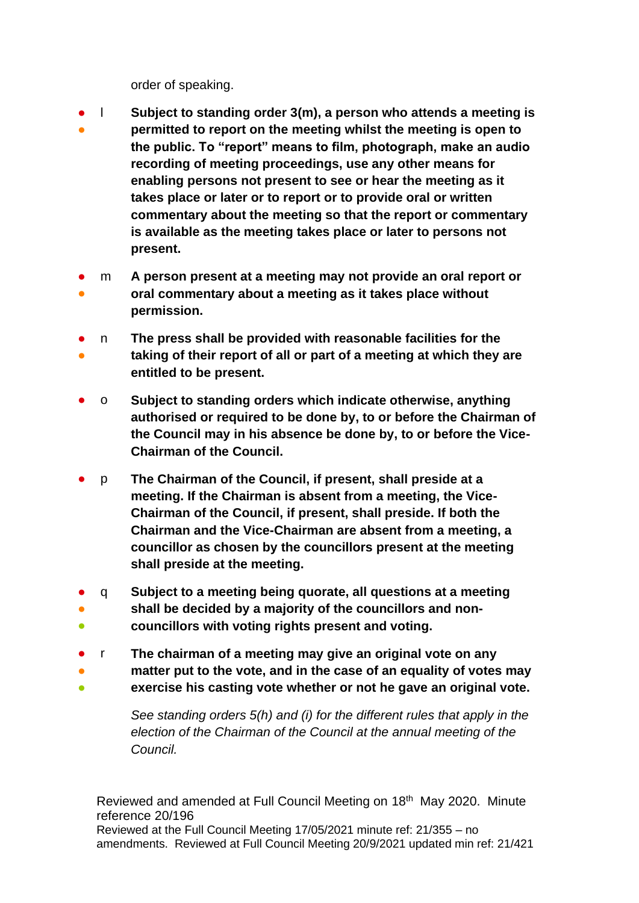order of speaking.

- l **Subject to standing order 3(m), a person who attends a meeting is permitted to report on the meeting whilst the meeting is open to the public. To "report" means to film, photograph, make an audio recording of meeting proceedings, use any other means for enabling persons not present to see or hear the meeting as it takes place or later or to report or to provide oral or written commentary about the meeting so that the report or commentary is available as the meeting takes place or later to persons not present.**

- m **A person present at a meeting may not provide an oral report or oral commentary about a meeting as it takes place without permission.**

- n **The press shall be provided with reasonable facilities for the taking of their report of all or part of a meeting at which they are entitled to be present.**

- o **Subject to standing orders which indicate otherwise, anything authorised or required to be done by, to or before the Chairman of the Council may in his absence be done by, to or before the Vice-Chairman of the Council.**

- p **The Chairman of the Council, if present, shall preside at a meeting. If the Chairman is absent from a meeting, the Vice-Chairman of the Council, if present, shall preside. If both the Chairman and the Vice-Chairman are absent from a meeting, a councillor as chosen by the councillors present at the meeting shall preside at the meeting.**

- q **Subject to a meeting being quorate, all questions at a meeting shall be decided by a majority of the councillors and non-councillors with voting rights present and voting.**

- r **The chairman of a meeting may give an original vote on any matter put to the vote, and in the case of an equality of votes may exercise his casting vote whether or not he gave an original vote.**

  *See standing orders 5(h) and (i) for the different rules that apply in the election of the Chairman of the Council at the annual meeting of the Council.*

Reviewed and amended at Full Council Meeting on 18th May 2020. Minute reference 20/196
Reviewed at the Full Council Meeting 17/05/2021 minute ref: 21/355 – no amendments. Reviewed at Full Council Meeting 20/9/2021 updated min ref: 21/421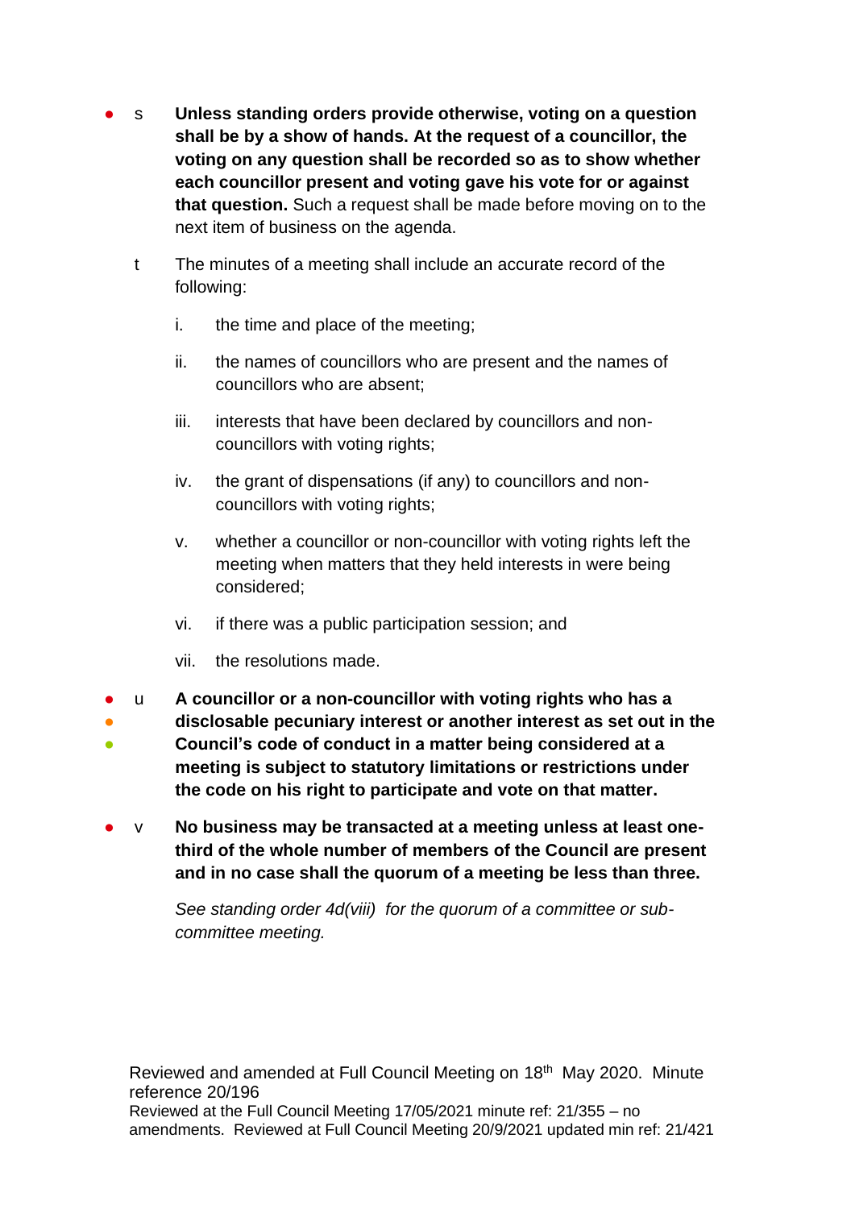- s **Unless standing orders provide otherwise, voting on a question shall be by a show of hands. At the request of a councillor, the voting on any question shall be recorded so as to show whether each councillor present and voting gave his vote for or against that question.** Such a request shall be made before moving on to the next item of business on the agenda.

t The minutes of a meeting shall include an accurate record of the following:

  i. the time and place of the meeting;

  ii. the names of councillors who are present and the names of councillors who are absent;

  iii. interests that have been declared by councillors and non-councillors with voting rights;

  iv. the grant of dispensations (if any) to councillors and non-councillors with voting rights;

  v. whether a councillor or non-councillor with voting rights left the meeting when matters that they held interests in were being considered;

  vi. if there was a public participation session; and

  vii. the resolutions made.

- u **A councillor or a non-councillor with voting rights who has a disclosable pecuniary interest or another interest as set out in the Council's code of conduct in a matter being considered at a meeting is subject to statutory limitations or restrictions under the code on his right to participate and vote on that matter.**

- v **No business may be transacted at a meeting unless at least one-third of the whole number of members of the Council are present and in no case shall the quorum of a meeting be less than three.**

  *See standing order 4d(viii) for the quorum of a committee or sub-committee meeting.*

Reviewed and amended at Full Council Meeting on 18th May 2020. Minute reference 20/196
Reviewed at the Full Council Meeting 17/05/2021 minute ref: 21/355 – no amendments. Reviewed at Full Council Meeting 20/9/2021 updated min ref: 21/421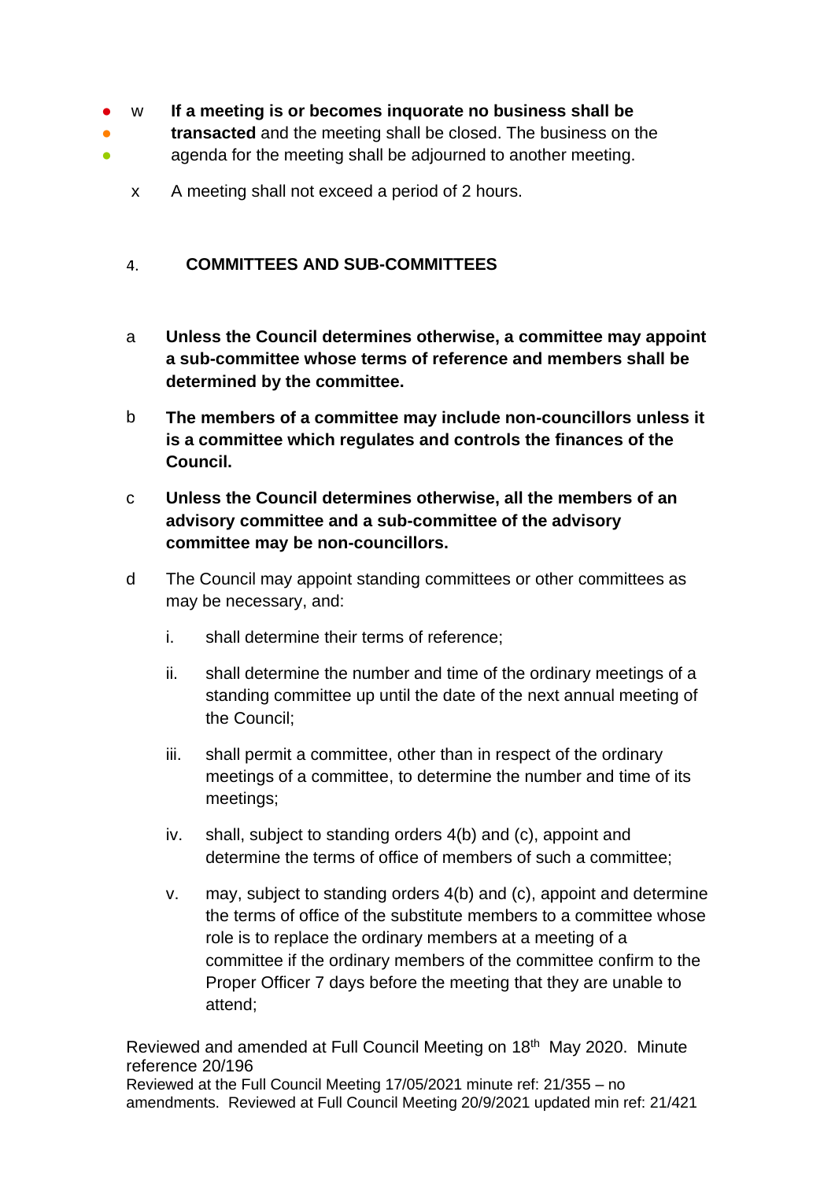w **If a meeting is or becomes inquorate no business shall be transacted** and the meeting shall be closed. The business on the agenda for the meeting shall be adjourned to another meeting.

x A meeting shall not exceed a period of 2 hours.

## 4. COMMITTEES AND SUB-COMMITTEES

a **Unless the Council determines otherwise, a committee may appoint a sub-committee whose terms of reference and members shall be determined by the committee.**

b **The members of a committee may include non-councillors unless it is a committee which regulates and controls the finances of the Council.**

c **Unless the Council determines otherwise, all the members of an advisory committee and a sub-committee of the advisory committee may be non-councillors.**

d The Council may appoint standing committees or other committees as may be necessary, and:

i. shall determine their terms of reference;

ii. shall determine the number and time of the ordinary meetings of a standing committee up until the date of the next annual meeting of the Council;

iii. shall permit a committee, other than in respect of the ordinary meetings of a committee, to determine the number and time of its meetings;

iv. shall, subject to standing orders 4(b) and (c), appoint and determine the terms of office of members of such a committee;

v. may, subject to standing orders 4(b) and (c), appoint and determine the terms of office of the substitute members to a committee whose role is to replace the ordinary members at a meeting of a committee if the ordinary members of the committee confirm to the Proper Officer 7 days before the meeting that they are unable to attend;

Reviewed and amended at Full Council Meeting on 18th May 2020. Minute reference 20/196
Reviewed at the Full Council Meeting 17/05/2021 minute ref: 21/355 – no amendments. Reviewed at Full Council Meeting 20/9/2021 updated min ref: 21/421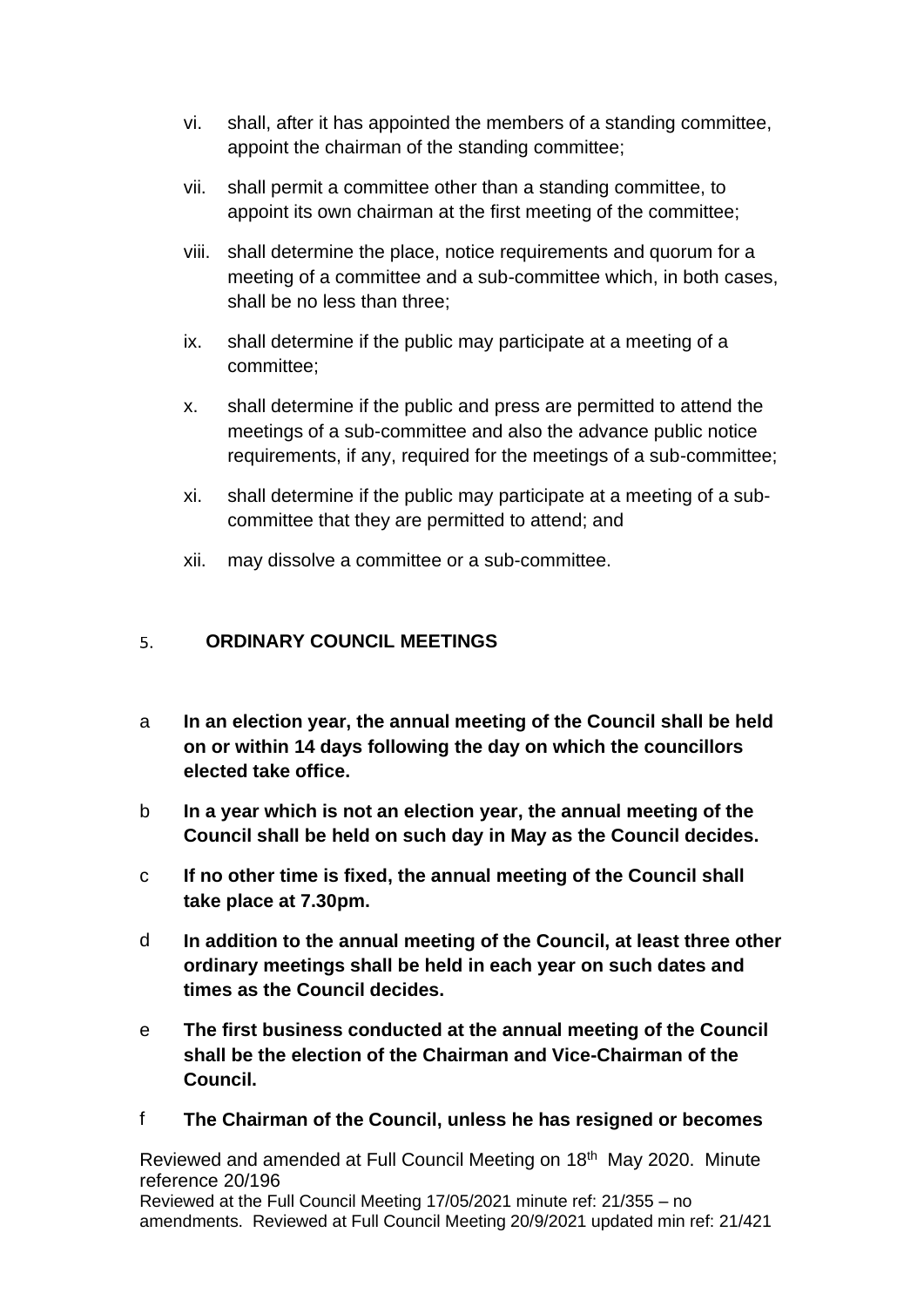vi. shall, after it has appointed the members of a standing committee, appoint the chairman of the standing committee;

vii. shall permit a committee other than a standing committee, to appoint its own chairman at the first meeting of the committee;

viii. shall determine the place, notice requirements and quorum for a meeting of a committee and a sub-committee which, in both cases, shall be no less than three;

ix. shall determine if the public may participate at a meeting of a committee;

x. shall determine if the public and press are permitted to attend the meetings of a sub-committee and also the advance public notice requirements, if any, required for the meetings of a sub-committee;

xi. shall determine if the public may participate at a meeting of a sub-committee that they are permitted to attend; and

xii. may dissolve a committee or a sub-committee.

## 5. ORDINARY COUNCIL MEETINGS

a **In an election year, the annual meeting of the Council shall be held on or within 14 days following the day on which the councillors elected take office.**

b **In a year which is not an election year, the annual meeting of the Council shall be held on such day in May as the Council decides.**

c **If no other time is fixed, the annual meeting of the Council shall take place at 7.30pm.**

d **In addition to the annual meeting of the Council, at least three other ordinary meetings shall be held in each year on such dates and times as the Council decides.**

e **The first business conducted at the annual meeting of the Council shall be the election of the Chairman and Vice-Chairman of the Council.**

f **The Chairman of the Council, unless he has resigned or becomes**

Reviewed and amended at Full Council Meeting on 18th May 2020. Minute reference 20/196
Reviewed at the Full Council Meeting 17/05/2021 minute ref: 21/355 – no amendments. Reviewed at Full Council Meeting 20/9/2021 updated min ref: 21/421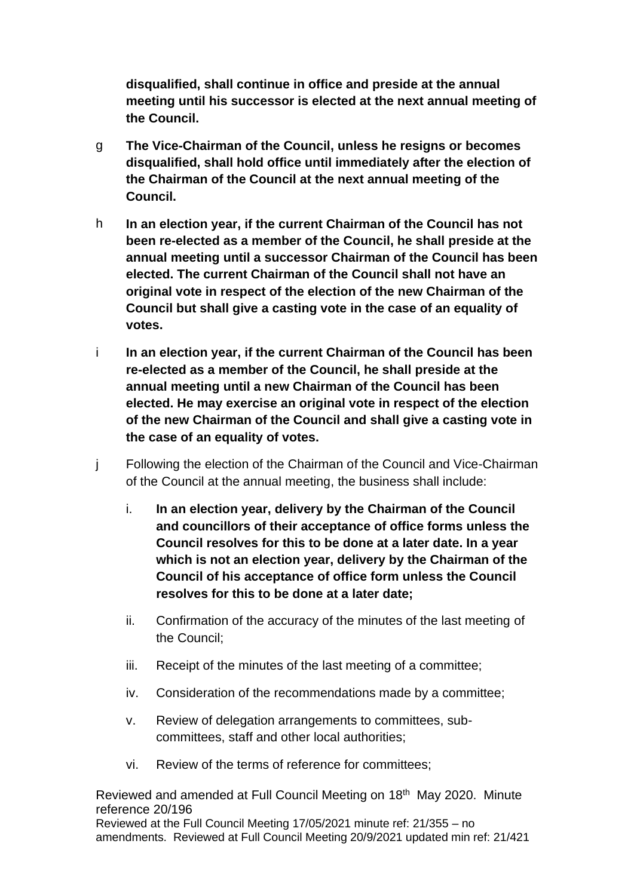**disqualified, shall continue in office and preside at the annual meeting until his successor is elected at the next annual meeting of the Council.**

g **The Vice-Chairman of the Council, unless he resigns or becomes disqualified, shall hold office until immediately after the election of the Chairman of the Council at the next annual meeting of the Council.**

h **In an election year, if the current Chairman of the Council has not been re-elected as a member of the Council, he shall preside at the annual meeting until a successor Chairman of the Council has been elected. The current Chairman of the Council shall not have an original vote in respect of the election of the new Chairman of the Council but shall give a casting vote in the case of an equality of votes.**

i **In an election year, if the current Chairman of the Council has been re-elected as a member of the Council, he shall preside at the annual meeting until a new Chairman of the Council has been elected. He may exercise an original vote in respect of the election of the new Chairman of the Council and shall give a casting vote in the case of an equality of votes.**

j Following the election of the Chairman of the Council and Vice-Chairman of the Council at the annual meeting, the business shall include:

i. **In an election year, delivery by the Chairman of the Council and councillors of their acceptance of office forms unless the Council resolves for this to be done at a later date. In a year which is not an election year, delivery by the Chairman of the Council of his acceptance of office form unless the Council resolves for this to be done at a later date;**

ii. Confirmation of the accuracy of the minutes of the last meeting of the Council;

iii. Receipt of the minutes of the last meeting of a committee;

iv. Consideration of the recommendations made by a committee;

v. Review of delegation arrangements to committees, sub-committees, staff and other local authorities;

vi. Review of the terms of reference for committees;

Reviewed and amended at Full Council Meeting on 18th May 2020. Minute reference 20/196
Reviewed at the Full Council Meeting 17/05/2021 minute ref: 21/355 – no amendments. Reviewed at Full Council Meeting 20/9/2021 updated min ref: 21/421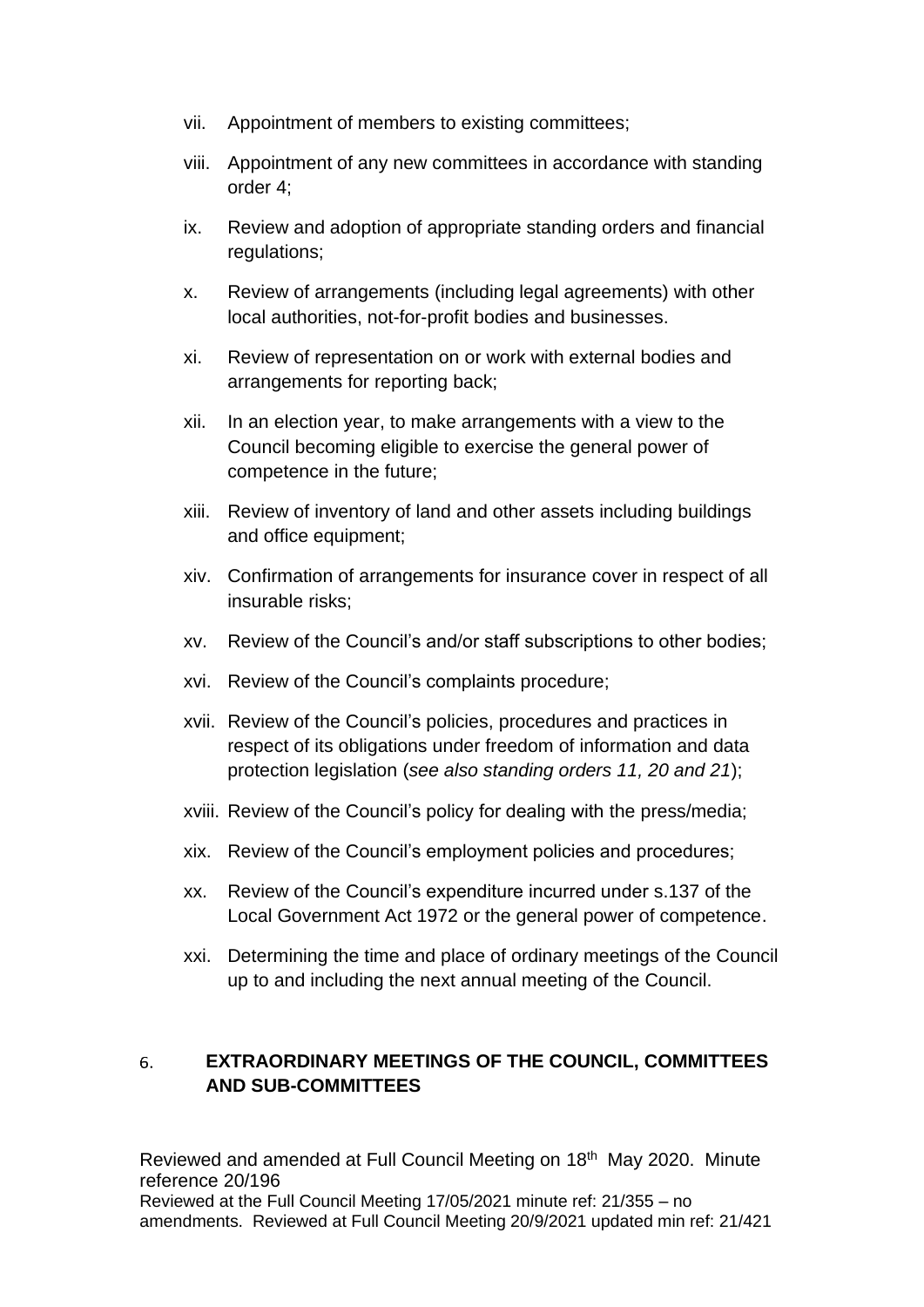vii. Appointment of members to existing committees;

viii. Appointment of any new committees in accordance with standing order 4;

ix. Review and adoption of appropriate standing orders and financial regulations;

x. Review of arrangements (including legal agreements) with other local authorities, not-for-profit bodies and businesses.

xi. Review of representation on or work with external bodies and arrangements for reporting back;

xii. In an election year, to make arrangements with a view to the Council becoming eligible to exercise the general power of competence in the future;

xiii. Review of inventory of land and other assets including buildings and office equipment;

xiv. Confirmation of arrangements for insurance cover in respect of all insurable risks;

xv. Review of the Council's and/or staff subscriptions to other bodies;

xvi. Review of the Council's complaints procedure;

xvii. Review of the Council's policies, procedures and practices in respect of its obligations under freedom of information and data protection legislation (*see also standing orders 11, 20 and 21*);

xviii. Review of the Council's policy for dealing with the press/media;

xix. Review of the Council's employment policies and procedures;

xx. Review of the Council's expenditure incurred under s.137 of the Local Government Act 1972 or the general power of competence.

xxi. Determining the time and place of ordinary meetings of the Council up to and including the next annual meeting of the Council.

## 6. EXTRAORDINARY MEETINGS OF THE COUNCIL, COMMITTEES AND SUB-COMMITTEES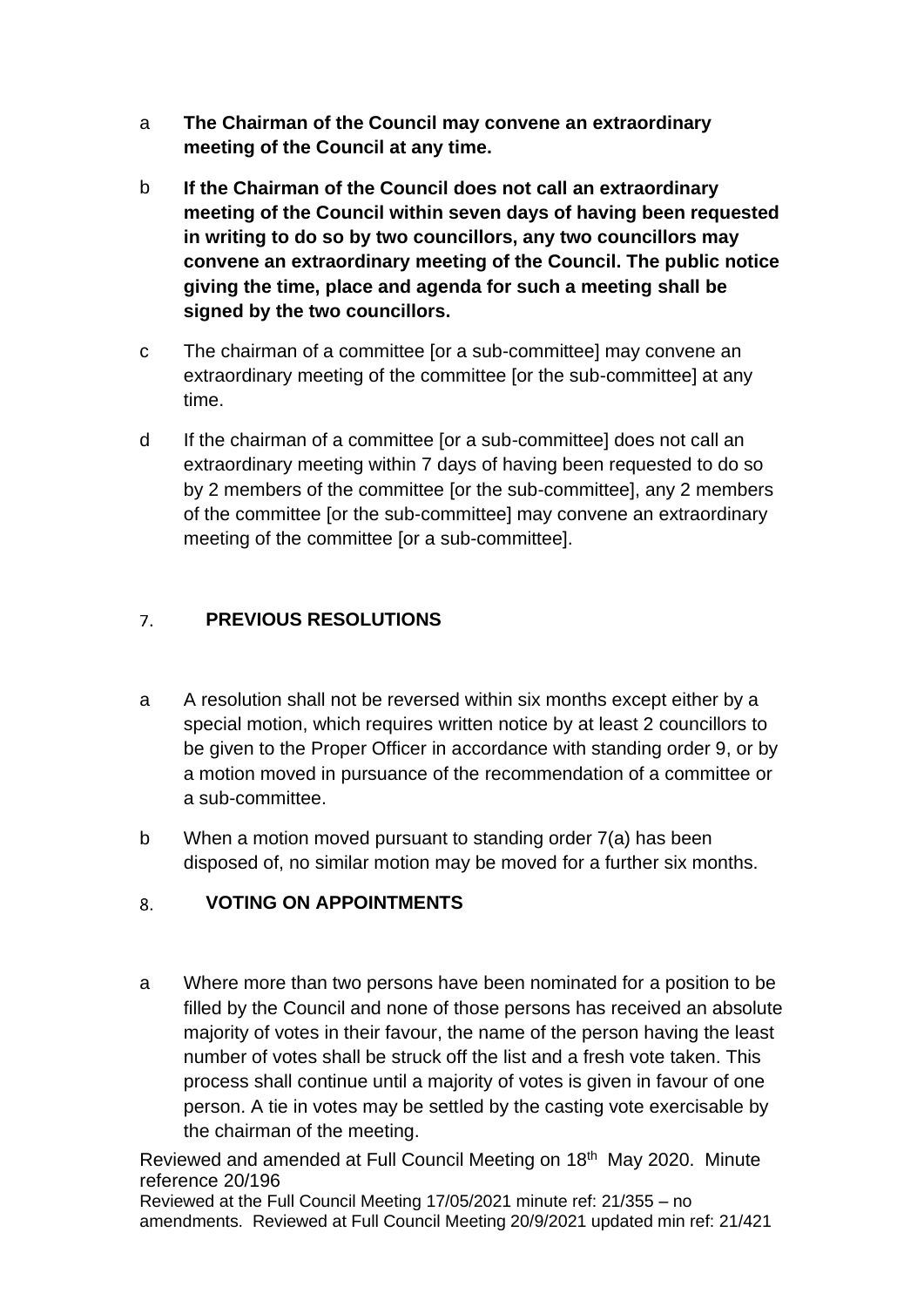a **The Chairman of the Council may convene an extraordinary meeting of the Council at any time.**

b **If the Chairman of the Council does not call an extraordinary meeting of the Council within seven days of having been requested in writing to do so by two councillors, any two councillors may convene an extraordinary meeting of the Council. The public notice giving the time, place and agenda for such a meeting shall be signed by the two councillors.**

c The chairman of a committee [or a sub-committee] may convene an extraordinary meeting of the committee [or the sub-committee] at any time.

d If the chairman of a committee [or a sub-committee] does not call an extraordinary meeting within 7 days of having been requested to do so by 2 members of the committee [or the sub-committee], any 2 members of the committee [or the sub-committee] may convene an extraordinary meeting of the committee [or a sub-committee].

## 7. PREVIOUS RESOLUTIONS

a A resolution shall not be reversed within six months except either by a special motion, which requires written notice by at least 2 councillors to be given to the Proper Officer in accordance with standing order 9, or by a motion moved in pursuance of the recommendation of a committee or a sub-committee.

b When a motion moved pursuant to standing order 7(a) has been disposed of, no similar motion may be moved for a further six months.

## 8. VOTING ON APPOINTMENTS

a Where more than two persons have been nominated for a position to be filled by the Council and none of those persons has received an absolute majority of votes in their favour, the name of the person having the least number of votes shall be struck off the list and a fresh vote taken. This process shall continue until a majority of votes is given in favour of one person. A tie in votes may be settled by the casting vote exercisable by the chairman of the meeting.

Reviewed and amended at Full Council Meeting on 18th May 2020. Minute reference 20/196

Reviewed at the Full Council Meeting 17/05/2021 minute ref: 21/355 – no amendments. Reviewed at Full Council Meeting 20/9/2021 updated min ref: 21/421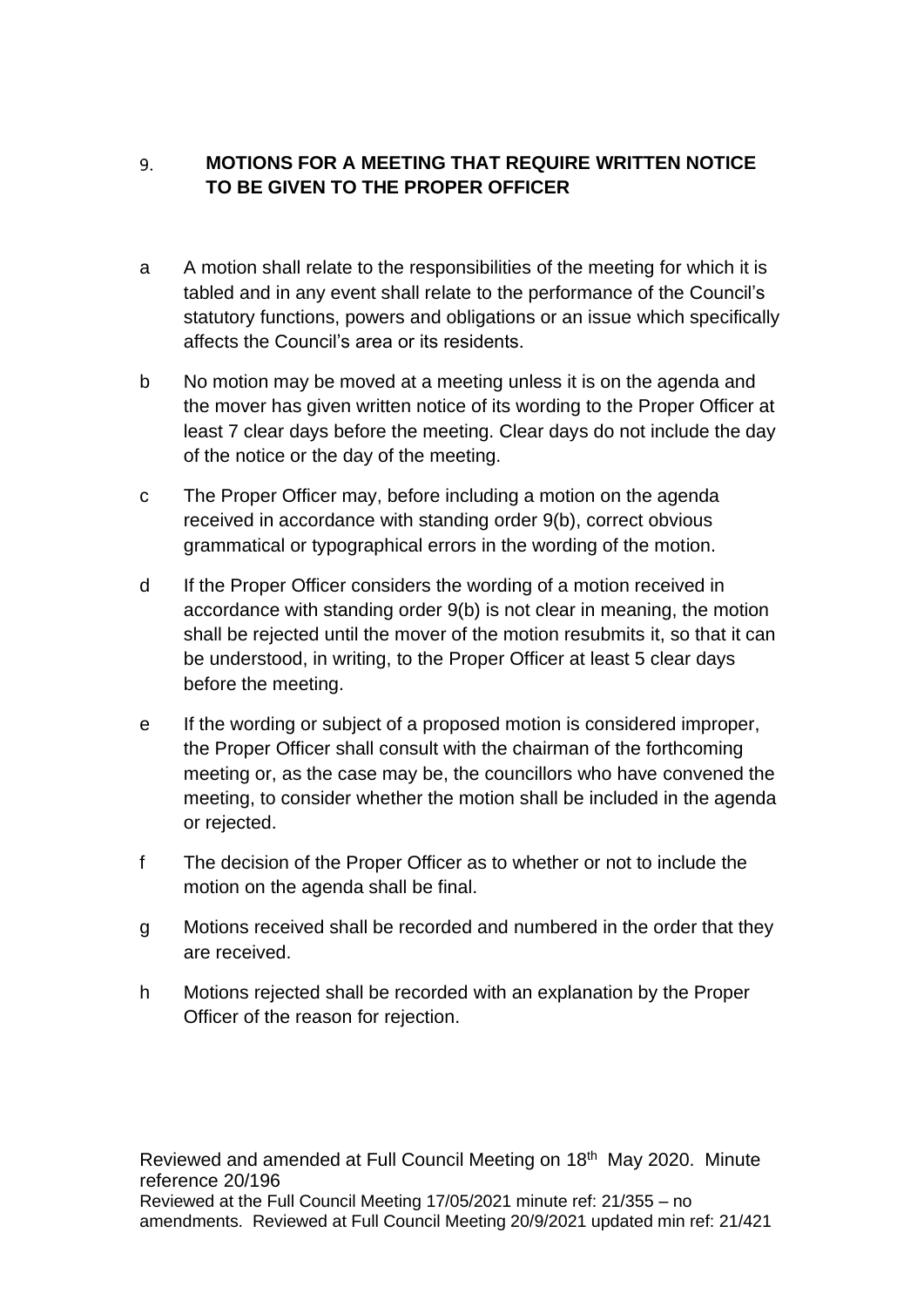## 9. MOTIONS FOR A MEETING THAT REQUIRE WRITTEN NOTICE TO BE GIVEN TO THE PROPER OFFICER

a. A motion shall relate to the responsibilities of the meeting for which it is tabled and in any event shall relate to the performance of the Council's statutory functions, powers and obligations or an issue which specifically affects the Council's area or its residents.

b. No motion may be moved at a meeting unless it is on the agenda and the mover has given written notice of its wording to the Proper Officer at least 7 clear days before the meeting. Clear days do not include the day of the notice or the day of the meeting.

c. The Proper Officer may, before including a motion on the agenda received in accordance with standing order 9(b), correct obvious grammatical or typographical errors in the wording of the motion.

d. If the Proper Officer considers the wording of a motion received in accordance with standing order 9(b) is not clear in meaning, the motion shall be rejected until the mover of the motion resubmits it, so that it can be understood, in writing, to the Proper Officer at least 5 clear days before the meeting.

e. If the wording or subject of a proposed motion is considered improper, the Proper Officer shall consult with the chairman of the forthcoming meeting or, as the case may be, the councillors who have convened the meeting, to consider whether the motion shall be included in the agenda or rejected.

f. The decision of the Proper Officer as to whether or not to include the motion on the agenda shall be final.

g. Motions received shall be recorded and numbered in the order that they are received.

h. Motions rejected shall be recorded with an explanation by the Proper Officer of the reason for rejection.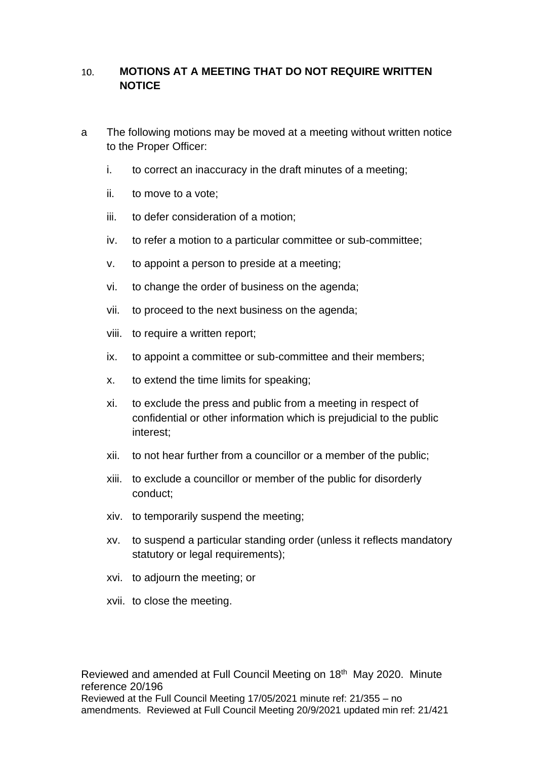## 10. MOTIONS AT A MEETING THAT DO NOT REQUIRE WRITTEN NOTICE

a The following motions may be moved at a meeting without written notice to the Proper Officer:

i. to correct an inaccuracy in the draft minutes of a meeting;

ii. to move to a vote;

iii. to defer consideration of a motion;

iv. to refer a motion to a particular committee or sub-committee;

v. to appoint a person to preside at a meeting;

vi. to change the order of business on the agenda;

vii. to proceed to the next business on the agenda;

viii. to require a written report;

ix. to appoint a committee or sub-committee and their members;

x. to extend the time limits for speaking;

xi. to exclude the press and public from a meeting in respect of confidential or other information which is prejudicial to the public interest;

xii. to not hear further from a councillor or a member of the public;

xiii. to exclude a councillor or member of the public for disorderly conduct;

xiv. to temporarily suspend the meeting;

xv. to suspend a particular standing order (unless it reflects mandatory statutory or legal requirements);

xvi. to adjourn the meeting; or

xvii. to close the meeting.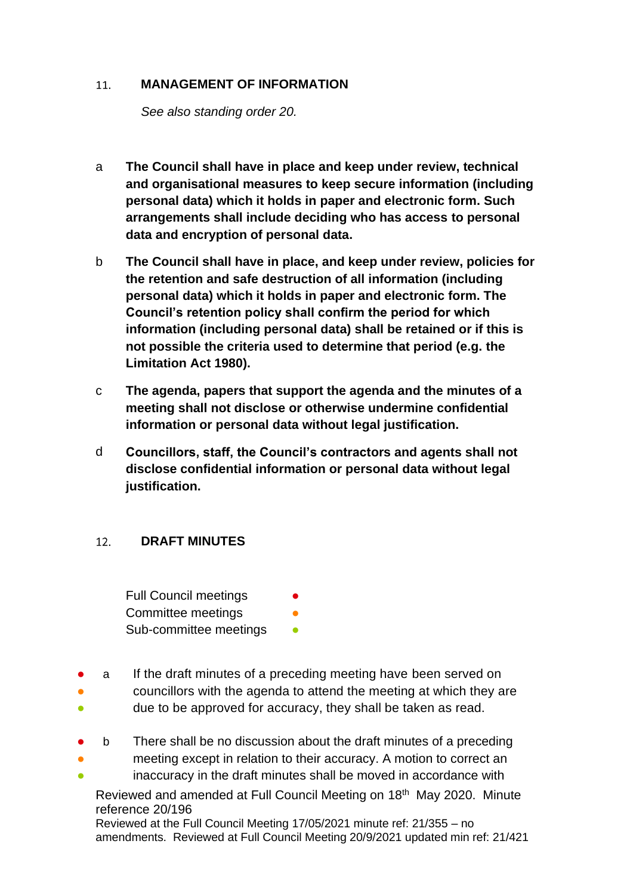## 11. MANAGEMENT OF INFORMATION

*See also standing order 20.*

a **The Council shall have in place and keep under review, technical and organisational measures to keep secure information (including personal data) which it holds in paper and electronic form. Such arrangements shall include deciding who has access to personal data and encryption of personal data.**

b **The Council shall have in place, and keep under review, policies for the retention and safe destruction of all information (including personal data) which it holds in paper and electronic form. The Council's retention policy shall confirm the period for which information (including personal data) shall be retained or if this is not possible the criteria used to determine that period (e.g. the Limitation Act 1980).**

c **The agenda, papers that support the agenda and the minutes of a meeting shall not disclose or otherwise undermine confidential information or personal data without legal justification.**

d **Councillors, staff, the Council's contractors and agents shall not disclose confidential information or personal data without legal justification.**

## 12. DRAFT MINUTES

Full Council meetings ●
Committee meetings ●
Sub-committee meetings ●

● ● ● a If the draft minutes of a preceding meeting have been served on councillors with the agenda to attend the meeting at which they are due to be approved for accuracy, they shall be taken as read.

● ● ● b There shall be no discussion about the draft minutes of a preceding meeting except in relation to their accuracy. A motion to correct an inaccuracy in the draft minutes shall be moved in accordance with

Reviewed and amended at Full Council Meeting on 18th May 2020. Minute reference 20/196
Reviewed at the Full Council Meeting 17/05/2021 minute ref: 21/355 – no amendments. Reviewed at Full Council Meeting 20/9/2021 updated min ref: 21/421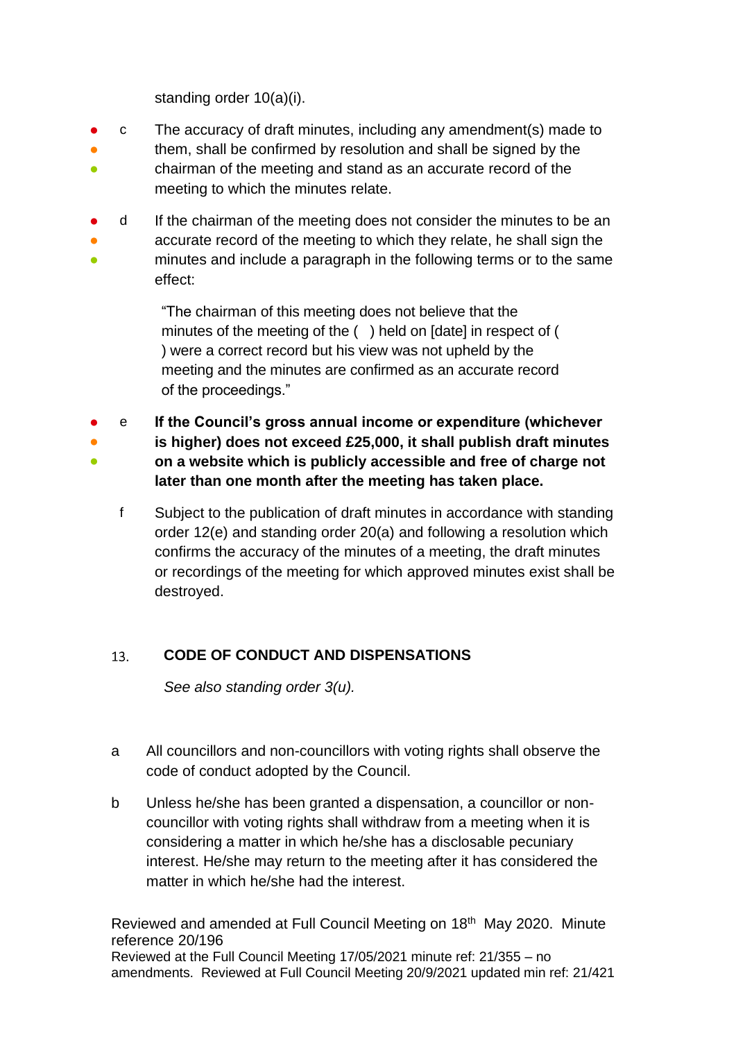standing order 10(a)(i).

- c The accuracy of draft minutes, including any amendment(s) made to them, shall be confirmed by resolution and shall be signed by the chairman of the meeting and stand as an accurate record of the meeting to which the minutes relate.

- d If the chairman of the meeting does not consider the minutes to be an accurate record of the meeting to which they relate, he shall sign the minutes and include a paragraph in the following terms or to the same effect:

  > "The chairman of this meeting does not believe that the minutes of the meeting of the ( ) held on [date] in respect of ( ) were a correct record but his view was not upheld by the meeting and the minutes are confirmed as an accurate record of the proceedings."

- e **If the Council's gross annual income or expenditure (whichever is higher) does not exceed £25,000, it shall publish draft minutes on a website which is publicly accessible and free of charge not later than one month after the meeting has taken place.**

f Subject to the publication of draft minutes in accordance with standing order 12(e) and standing order 20(a) and following a resolution which confirms the accuracy of the minutes of a meeting, the draft minutes or recordings of the meeting for which approved minutes exist shall be destroyed.

## 13. CODE OF CONDUCT AND DISPENSATIONS

*See also standing order 3(u).*

a All councillors and non-councillors with voting rights shall observe the code of conduct adopted by the Council.

b Unless he/she has been granted a dispensation, a councillor or non-councillor with voting rights shall withdraw from a meeting when it is considering a matter in which he/she has a disclosable pecuniary interest. He/she may return to the meeting after it has considered the matter in which he/she had the interest.

Reviewed and amended at Full Council Meeting on 18th May 2020. Minute reference 20/196
Reviewed at the Full Council Meeting 17/05/2021 minute ref: 21/355 – no amendments. Reviewed at Full Council Meeting 20/9/2021 updated min ref: 21/421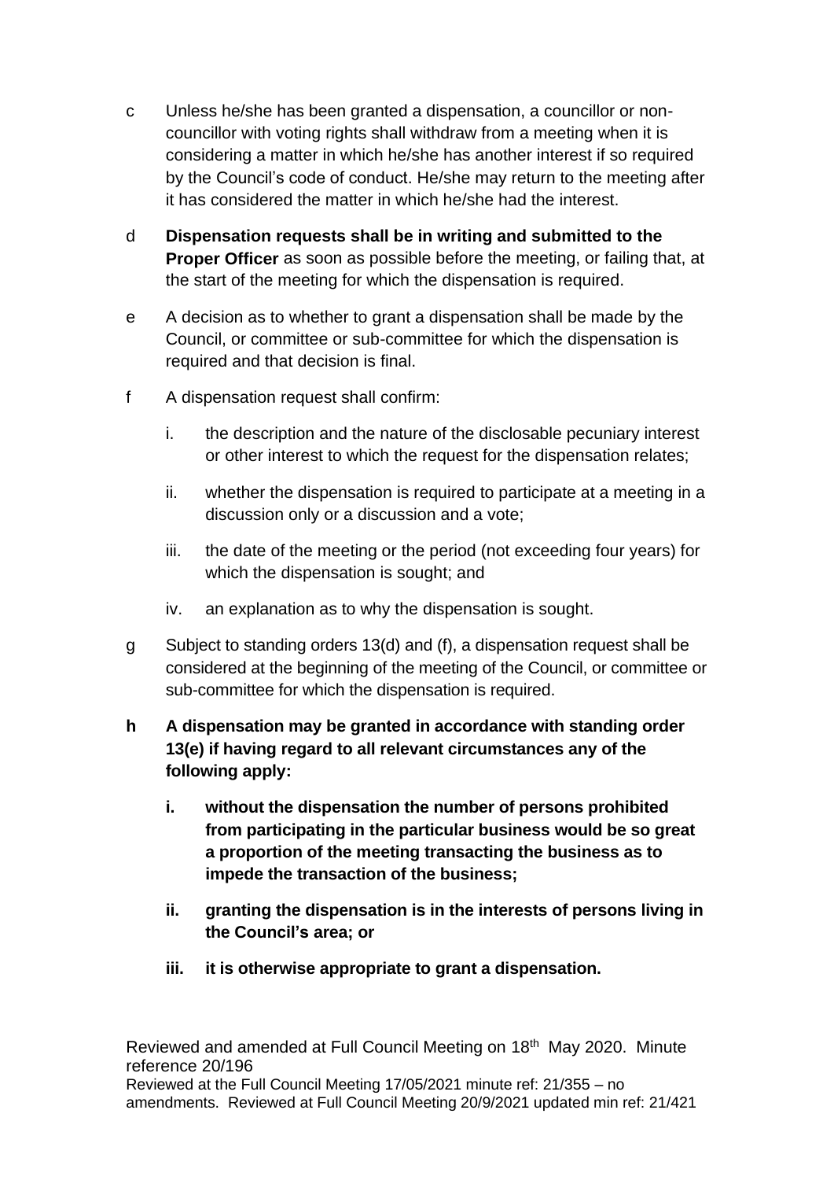c Unless he/she has been granted a dispensation, a councillor or non-councillor with voting rights shall withdraw from a meeting when it is considering a matter in which he/she has another interest if so required by the Council's code of conduct. He/she may return to the meeting after it has considered the matter in which he/she had the interest.

d **Dispensation requests shall be in writing and submitted to the Proper Officer** as soon as possible before the meeting, or failing that, at the start of the meeting for which the dispensation is required.

e A decision as to whether to grant a dispensation shall be made by the Council, or committee or sub-committee for which the dispensation is required and that decision is final.

f A dispensation request shall confirm:

   i. the description and the nature of the disclosable pecuniary interest or other interest to which the request for the dispensation relates;

   ii. whether the dispensation is required to participate at a meeting in a discussion only or a discussion and a vote;

   iii. the date of the meeting or the period (not exceeding four years) for which the dispensation is sought; and

   iv. an explanation as to why the dispensation is sought.

g Subject to standing orders 13(d) and (f), a dispensation request shall be considered at the beginning of the meeting of the Council, or committee or sub-committee for which the dispensation is required.

**h A dispensation may be granted in accordance with standing order 13(e) if having regard to all relevant circumstances any of the following apply:**

   **i. without the dispensation the number of persons prohibited from participating in the particular business would be so great a proportion of the meeting transacting the business as to impede the transaction of the business;**

   **ii. granting the dispensation is in the interests of persons living in the Council's area; or**

   **iii. it is otherwise appropriate to grant a dispensation.**

Reviewed and amended at Full Council Meeting on 18th May 2020. Minute reference 20/196
Reviewed at the Full Council Meeting 17/05/2021 minute ref: 21/355 – no amendments. Reviewed at Full Council Meeting 20/9/2021 updated min ref: 21/421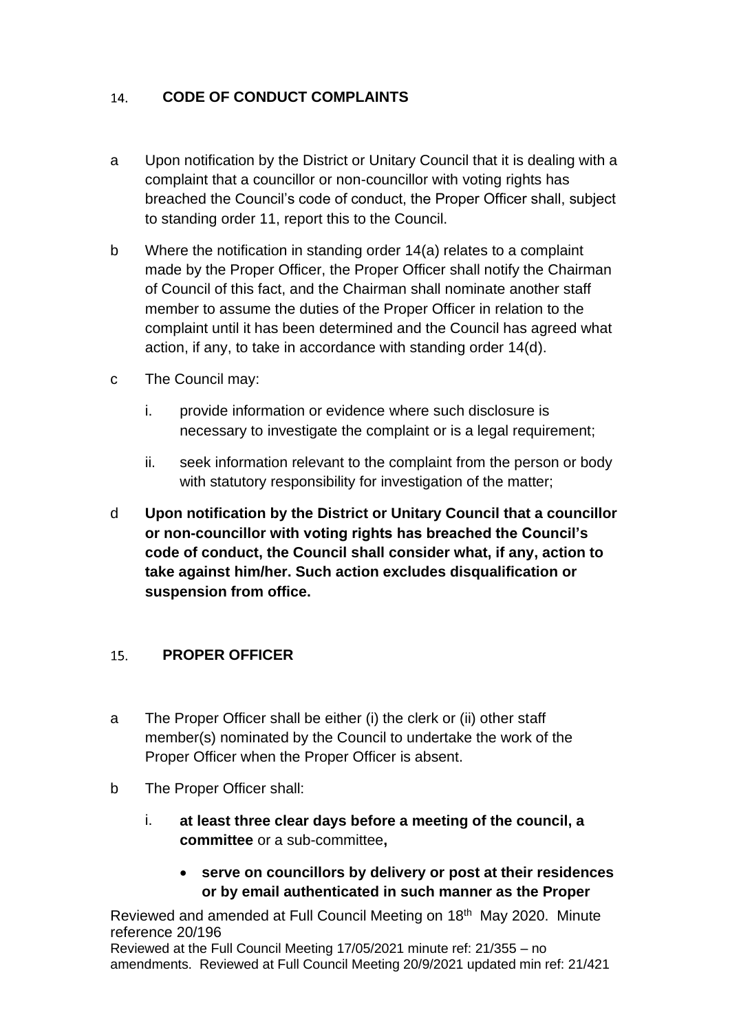## 14. CODE OF CONDUCT COMPLAINTS

a Upon notification by the District or Unitary Council that it is dealing with a complaint that a councillor or non-councillor with voting rights has breached the Council's code of conduct, the Proper Officer shall, subject to standing order 11, report this to the Council.

b Where the notification in standing order 14(a) relates to a complaint made by the Proper Officer, the Proper Officer shall notify the Chairman of Council of this fact, and the Chairman shall nominate another staff member to assume the duties of the Proper Officer in relation to the complaint until it has been determined and the Council has agreed what action, if any, to take in accordance with standing order 14(d).

c The Council may:

  i. provide information or evidence where such disclosure is necessary to investigate the complaint or is a legal requirement;

  ii. seek information relevant to the complaint from the person or body with statutory responsibility for investigation of the matter;

d **Upon notification by the District or Unitary Council that a councillor or non-councillor with voting rights has breached the Council's code of conduct, the Council shall consider what, if any, action to take against him/her. Such action excludes disqualification or suspension from office.**

## 15. PROPER OFFICER

a The Proper Officer shall be either (i) the clerk or (ii) other staff member(s) nominated by the Council to undertake the work of the Proper Officer when the Proper Officer is absent.

b The Proper Officer shall:

  i. **at least three clear days before a meeting of the council, a committee** or a sub-committee**,**

  - **serve on councillors by delivery or post at their residences or by email authenticated in such manner as the Proper**

Reviewed and amended at Full Council Meeting on 18th May 2020. Minute reference 20/196
Reviewed at the Full Council Meeting 17/05/2021 minute ref: 21/355 – no amendments. Reviewed at Full Council Meeting 20/9/2021 updated min ref: 21/421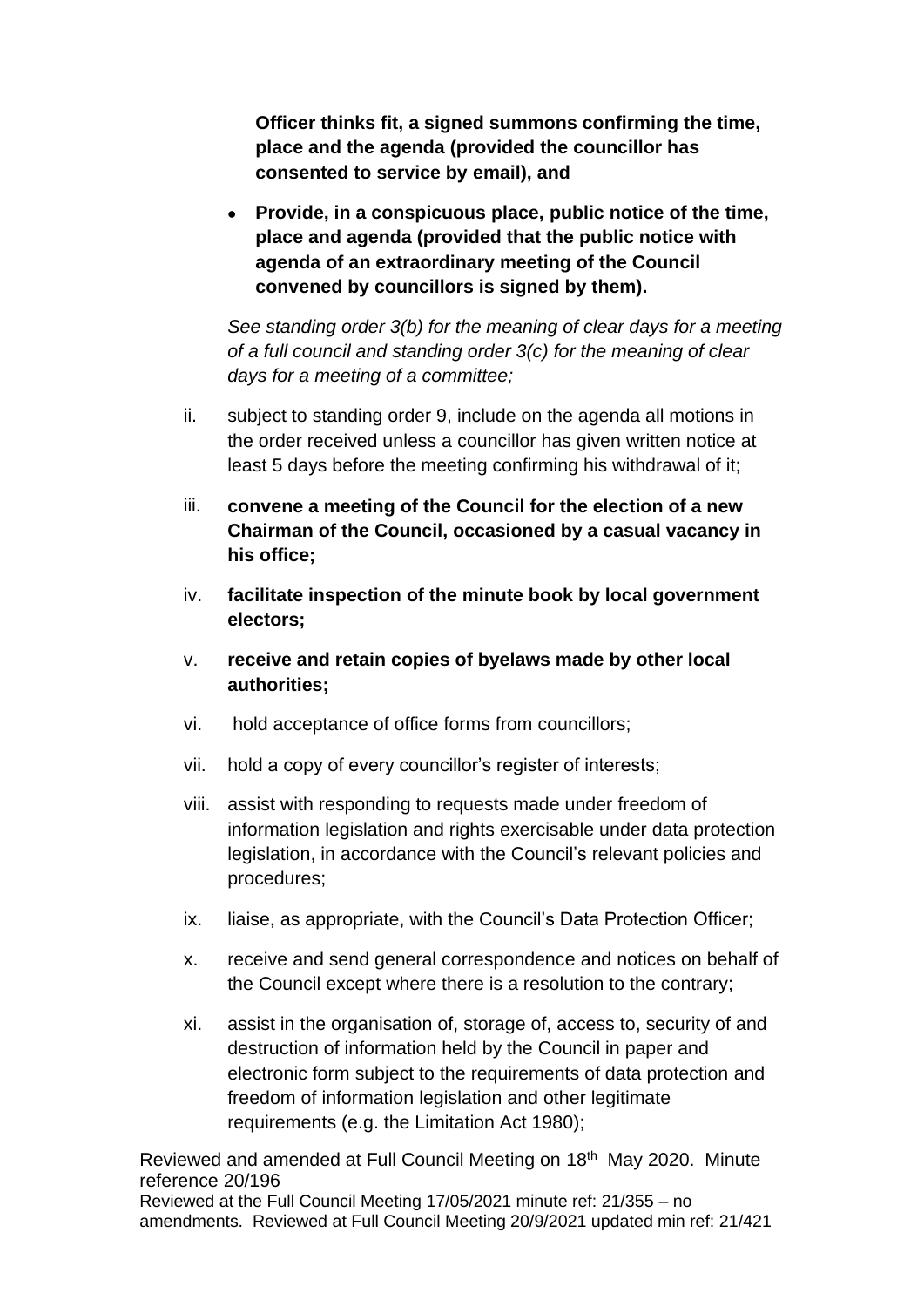**Officer thinks fit, a signed summons confirming the time, place and the agenda (provided the councillor has consented to service by email), and**

- **Provide, in a conspicuous place, public notice of the time, place and agenda (provided that the public notice with agenda of an extraordinary meeting of the Council convened by councillors is signed by them).**

*See standing order 3(b) for the meaning of clear days for a meeting of a full council and standing order 3(c) for the meaning of clear days for a meeting of a committee;*

ii. subject to standing order 9, include on the agenda all motions in the order received unless a councillor has given written notice at least 5 days before the meeting confirming his withdrawal of it;

iii. **convene a meeting of the Council for the election of a new Chairman of the Council, occasioned by a casual vacancy in his office;**

iv. **facilitate inspection of the minute book by local government electors;**

v. **receive and retain copies of byelaws made by other local authorities;**

vi. hold acceptance of office forms from councillors;

vii. hold a copy of every councillor's register of interests;

viii. assist with responding to requests made under freedom of information legislation and rights exercisable under data protection legislation, in accordance with the Council's relevant policies and procedures;

ix. liaise, as appropriate, with the Council's Data Protection Officer;

x. receive and send general correspondence and notices on behalf of the Council except where there is a resolution to the contrary;

xi. assist in the organisation of, storage of, access to, security of and destruction of information held by the Council in paper and electronic form subject to the requirements of data protection and freedom of information legislation and other legitimate requirements (e.g. the Limitation Act 1980);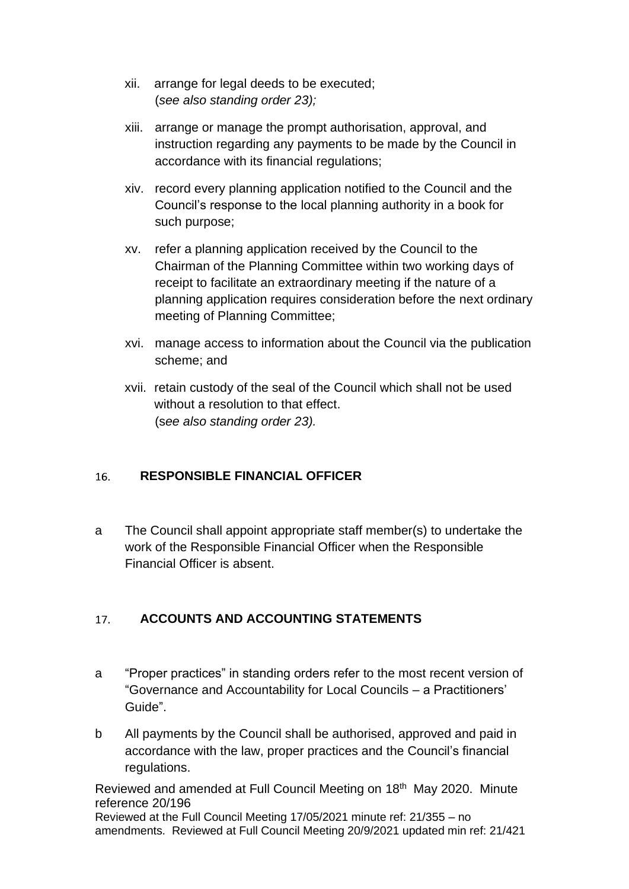xii. arrange for legal deeds to be executed;
 (*see also standing order 23);*

xiii. arrange or manage the prompt authorisation, approval, and instruction regarding any payments to be made by the Council in accordance with its financial regulations;

xiv. record every planning application notified to the Council and the Council's response to the local planning authority in a book for such purpose;

xv. refer a planning application received by the Council to the Chairman of the Planning Committee within two working days of receipt to facilitate an extraordinary meeting if the nature of a planning application requires consideration before the next ordinary meeting of Planning Committee;

xvi. manage access to information about the Council via the publication scheme; and

xvii. retain custody of the seal of the Council which shall not be used without a resolution to that effect.
 (*see also standing order 23).*

## 16. RESPONSIBLE FINANCIAL OFFICER

a The Council shall appoint appropriate staff member(s) to undertake the work of the Responsible Financial Officer when the Responsible Financial Officer is absent.

## 17. ACCOUNTS AND ACCOUNTING STATEMENTS

a "Proper practices" in standing orders refer to the most recent version of "Governance and Accountability for Local Councils – a Practitioners' Guide".

b All payments by the Council shall be authorised, approved and paid in accordance with the law, proper practices and the Council's financial regulations.

Reviewed and amended at Full Council Meeting on 18th May 2020. Minute reference 20/196
Reviewed at the Full Council Meeting 17/05/2021 minute ref: 21/355 – no amendments. Reviewed at Full Council Meeting 20/9/2021 updated min ref: 21/421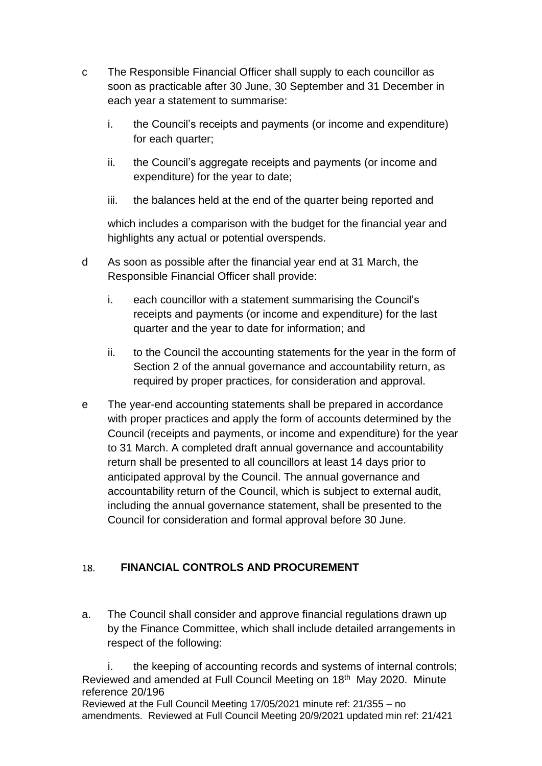c The Responsible Financial Officer shall supply to each councillor as soon as practicable after 30 June, 30 September and 31 December in each year a statement to summarise:

   i. the Council's receipts and payments (or income and expenditure) for each quarter;

   ii. the Council's aggregate receipts and payments (or income and expenditure) for the year to date;

   iii. the balances held at the end of the quarter being reported and

   which includes a comparison with the budget for the financial year and highlights any actual or potential overspends.

d As soon as possible after the financial year end at 31 March, the Responsible Financial Officer shall provide:

   i. each councillor with a statement summarising the Council's receipts and payments (or income and expenditure) for the last quarter and the year to date for information; and

   ii. to the Council the accounting statements for the year in the form of Section 2 of the annual governance and accountability return, as required by proper practices, for consideration and approval.

e The year-end accounting statements shall be prepared in accordance with proper practices and apply the form of accounts determined by the Council (receipts and payments, or income and expenditure) for the year to 31 March. A completed draft annual governance and accountability return shall be presented to all councillors at least 14 days prior to anticipated approval by the Council. The annual governance and accountability return of the Council, which is subject to external audit, including the annual governance statement, shall be presented to the Council for consideration and formal approval before 30 June.

## 18. FINANCIAL CONTROLS AND PROCUREMENT

a. The Council shall consider and approve financial regulations drawn up by the Finance Committee, which shall include detailed arrangements in respect of the following:

   i. the keeping of accounting records and systems of internal controls;

Reviewed and amended at Full Council Meeting on 18th May 2020. Minute reference 20/196

Reviewed at the Full Council Meeting 17/05/2021 minute ref: 21/355 – no amendments. Reviewed at Full Council Meeting 20/9/2021 updated min ref: 21/421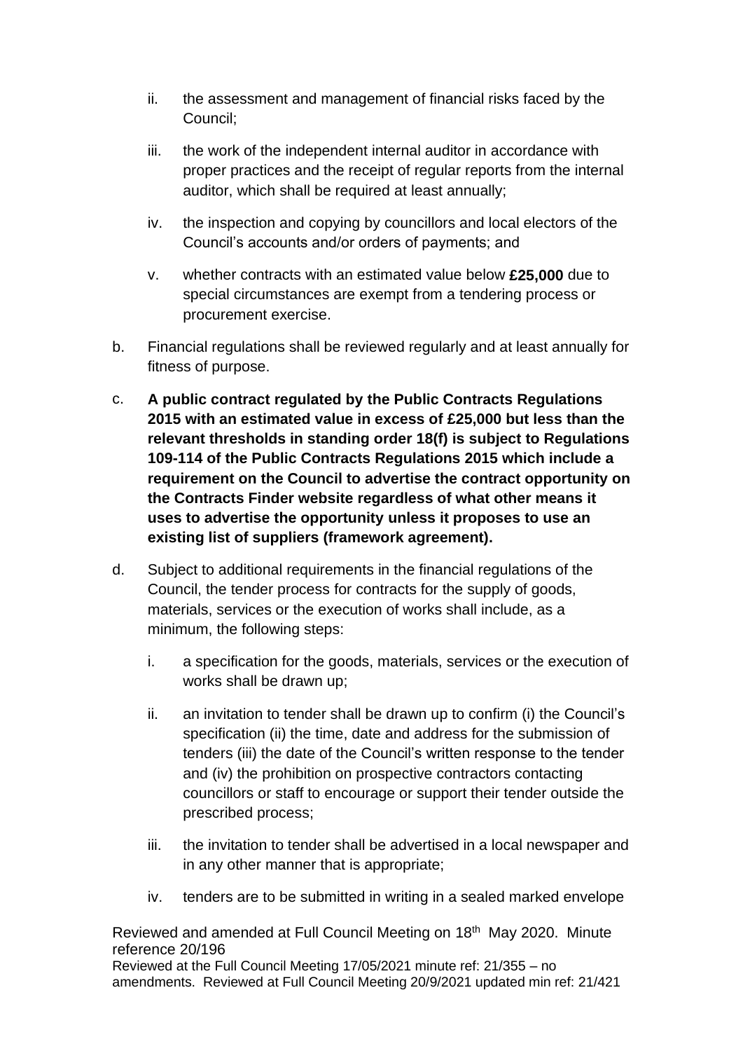ii. the assessment and management of financial risks faced by the Council;

iii. the work of the independent internal auditor in accordance with proper practices and the receipt of regular reports from the internal auditor, which shall be required at least annually;

iv. the inspection and copying by councillors and local electors of the Council's accounts and/or orders of payments; and

v. whether contracts with an estimated value below **£25,000** due to special circumstances are exempt from a tendering process or procurement exercise.

b. Financial regulations shall be reviewed regularly and at least annually for fitness of purpose.

c. **A public contract regulated by the Public Contracts Regulations 2015 with an estimated value in excess of £25,000 but less than the relevant thresholds in standing order 18(f) is subject to Regulations 109-114 of the Public Contracts Regulations 2015 which include a requirement on the Council to advertise the contract opportunity on the Contracts Finder website regardless of what other means it uses to advertise the opportunity unless it proposes to use an existing list of suppliers (framework agreement).**

d. Subject to additional requirements in the financial regulations of the Council, the tender process for contracts for the supply of goods, materials, services or the execution of works shall include, as a minimum, the following steps:

i. a specification for the goods, materials, services or the execution of works shall be drawn up;

ii. an invitation to tender shall be drawn up to confirm (i) the Council's specification (ii) the time, date and address for the submission of tenders (iii) the date of the Council's written response to the tender and (iv) the prohibition on prospective contractors contacting councillors or staff to encourage or support their tender outside the prescribed process;

iii. the invitation to tender shall be advertised in a local newspaper and in any other manner that is appropriate;

iv. tenders are to be submitted in writing in a sealed marked envelope

Reviewed and amended at Full Council Meeting on 18th May 2020. Minute reference 20/196
Reviewed at the Full Council Meeting 17/05/2021 minute ref: 21/355 – no amendments. Reviewed at Full Council Meeting 20/9/2021 updated min ref: 21/421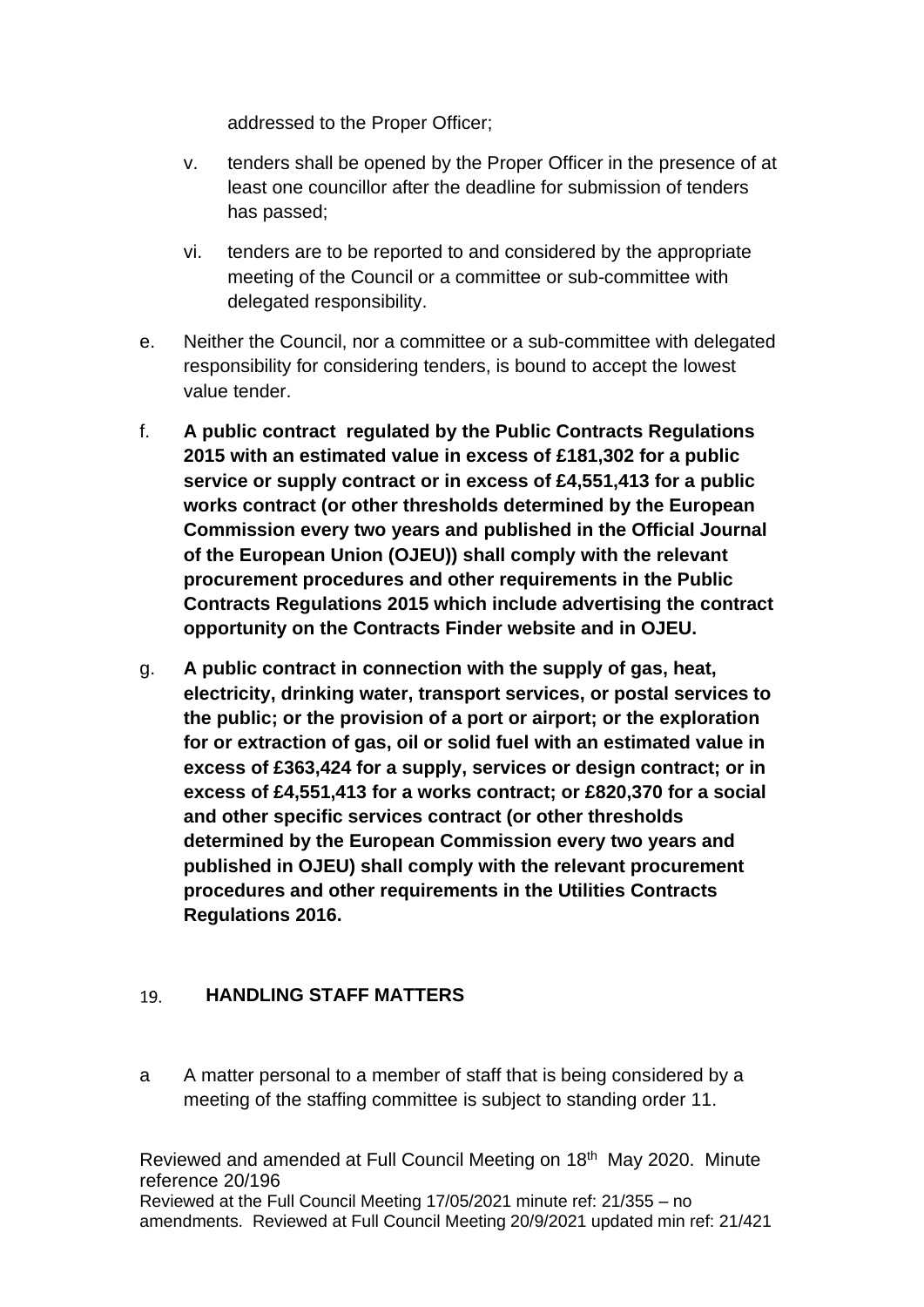addressed to the Proper Officer;

v. tenders shall be opened by the Proper Officer in the presence of at least one councillor after the deadline for submission of tenders has passed;

vi. tenders are to be reported to and considered by the appropriate meeting of the Council or a committee or sub-committee with delegated responsibility.

e. Neither the Council, nor a committee or a sub-committee with delegated responsibility for considering tenders, is bound to accept the lowest value tender.

f. **A public contract regulated by the Public Contracts Regulations 2015 with an estimated value in excess of £181,302 for a public service or supply contract or in excess of £4,551,413 for a public works contract (or other thresholds determined by the European Commission every two years and published in the Official Journal of the European Union (OJEU)) shall comply with the relevant procurement procedures and other requirements in the Public Contracts Regulations 2015 which include advertising the contract opportunity on the Contracts Finder website and in OJEU.**

g. **A public contract in connection with the supply of gas, heat, electricity, drinking water, transport services, or postal services to the public; or the provision of a port or airport; or the exploration for or extraction of gas, oil or solid fuel with an estimated value in excess of £363,424 for a supply, services or design contract; or in excess of £4,551,413 for a works contract; or £820,370 for a social and other specific services contract (or other thresholds determined by the European Commission every two years and published in OJEU) shall comply with the relevant procurement procedures and other requirements in the Utilities Contracts Regulations 2016.**

## 19. HANDLING STAFF MATTERS

a A matter personal to a member of staff that is being considered by a meeting of the staffing committee is subject to standing order 11.

Reviewed and amended at Full Council Meeting on 18th May 2020. Minute reference 20/196
Reviewed at the Full Council Meeting 17/05/2021 minute ref: 21/355 – no amendments. Reviewed at Full Council Meeting 20/9/2021 updated min ref: 21/421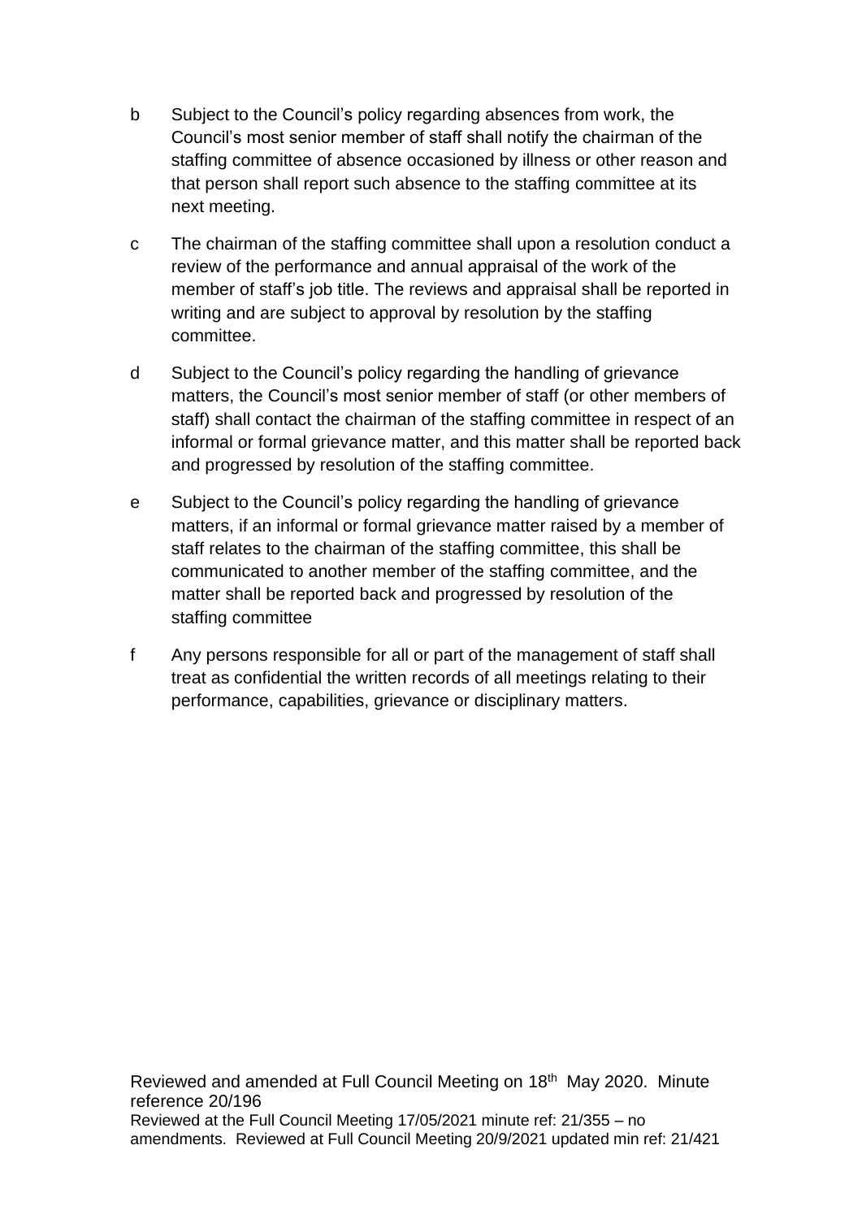b Subject to the Council's policy regarding absences from work, the Council's most senior member of staff shall notify the chairman of the staffing committee of absence occasioned by illness or other reason and that person shall report such absence to the staffing committee at its next meeting.

c The chairman of the staffing committee shall upon a resolution conduct a review of the performance and annual appraisal of the work of the member of staff's job title. The reviews and appraisal shall be reported in writing and are subject to approval by resolution by the staffing committee.

d Subject to the Council's policy regarding the handling of grievance matters, the Council's most senior member of staff (or other members of staff) shall contact the chairman of the staffing committee in respect of an informal or formal grievance matter, and this matter shall be reported back and progressed by resolution of the staffing committee.

e Subject to the Council's policy regarding the handling of grievance matters, if an informal or formal grievance matter raised by a member of staff relates to the chairman of the staffing committee, this shall be communicated to another member of the staffing committee, and the matter shall be reported back and progressed by resolution of the staffing committee

f Any persons responsible for all or part of the management of staff shall treat as confidential the written records of all meetings relating to their performance, capabilities, grievance or disciplinary matters.

Reviewed and amended at Full Council Meeting on 18th May 2020. Minute reference 20/196
Reviewed at the Full Council Meeting 17/05/2021 minute ref: 21/355 – no amendments. Reviewed at Full Council Meeting 20/9/2021 updated min ref: 21/421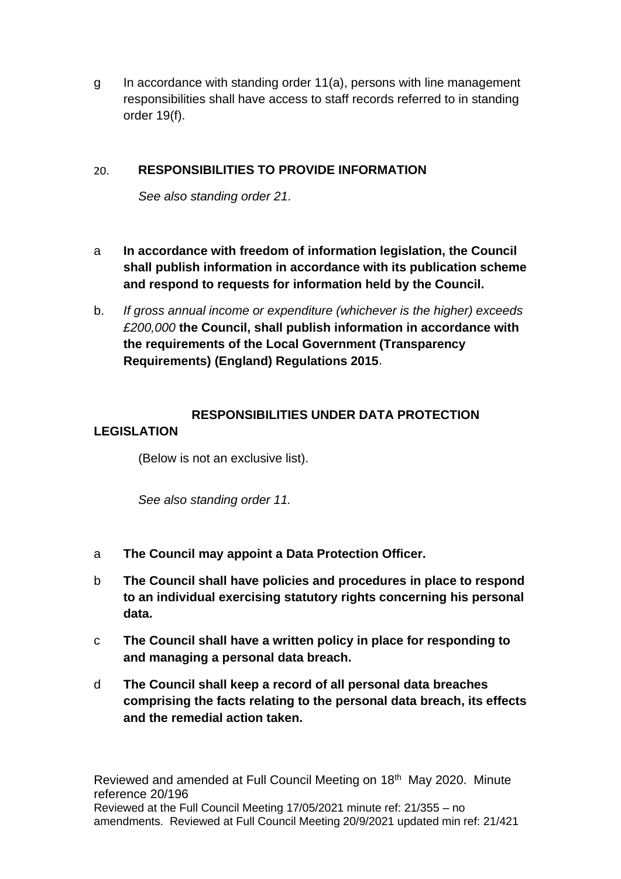g In accordance with standing order 11(a), persons with line management responsibilities shall have access to staff records referred to in standing order 19(f).

## 20. RESPONSIBILITIES TO PROVIDE INFORMATION

*See also standing order 21.*

a **In accordance with freedom of information legislation, the Council shall publish information in accordance with its publication scheme and respond to requests for information held by the Council.**

b. *If gross annual income or expenditure (whichever is the higher) exceeds £200,000* **the Council, shall publish information in accordance with the requirements of the Local Government (Transparency Requirements) (England) Regulations 2015**.

## RESPONSIBILITIES UNDER DATA PROTECTION LEGISLATION

(Below is not an exclusive list).

*See also standing order 11.*

a **The Council may appoint a Data Protection Officer.**

b **The Council shall have policies and procedures in place to respond to an individual exercising statutory rights concerning his personal data.**

c **The Council shall have a written policy in place for responding to and managing a personal data breach.**

d **The Council shall keep a record of all personal data breaches comprising the facts relating to the personal data breach, its effects and the remedial action taken.**

Reviewed and amended at Full Council Meeting on 18th May 2020. Minute reference 20/196
Reviewed at the Full Council Meeting 17/05/2021 minute ref: 21/355 – no amendments. Reviewed at Full Council Meeting 20/9/2021 updated min ref: 21/421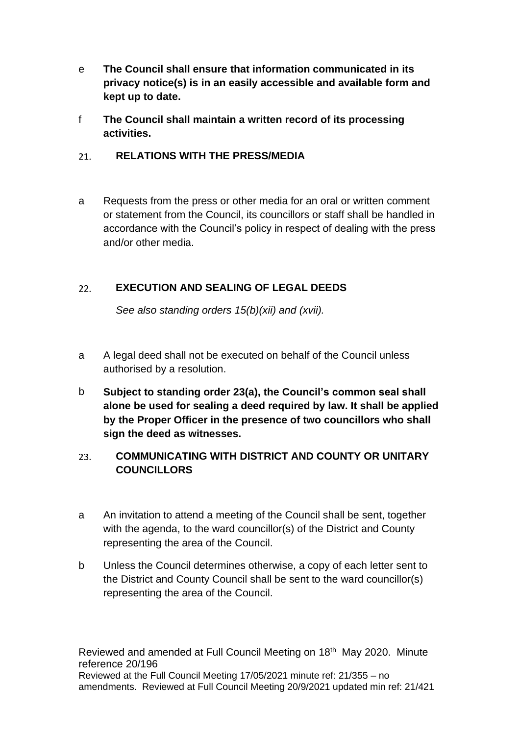e **The Council shall ensure that information communicated in its privacy notice(s) is in an easily accessible and available form and kept up to date.**

f **The Council shall maintain a written record of its processing activities.**

## 21. RELATIONS WITH THE PRESS/MEDIA

a Requests from the press or other media for an oral or written comment or statement from the Council, its councillors or staff shall be handled in accordance with the Council's policy in respect of dealing with the press and/or other media.

## 22. EXECUTION AND SEALING OF LEGAL DEEDS

*See also standing orders 15(b)(xii) and (xvii).*

a A legal deed shall not be executed on behalf of the Council unless authorised by a resolution.

b **Subject to standing order 23(a), the Council's common seal shall alone be used for sealing a deed required by law. It shall be applied by the Proper Officer in the presence of two councillors who shall sign the deed as witnesses.**

## 23. COMMUNICATING WITH DISTRICT AND COUNTY OR UNITARY COUNCILLORS

a An invitation to attend a meeting of the Council shall be sent, together with the agenda, to the ward councillor(s) of the District and County representing the area of the Council.

b Unless the Council determines otherwise, a copy of each letter sent to the District and County Council shall be sent to the ward councillor(s) representing the area of the Council.

Reviewed and amended at Full Council Meeting on 18th May 2020. Minute reference 20/196
Reviewed at the Full Council Meeting 17/05/2021 minute ref: 21/355 – no amendments. Reviewed at Full Council Meeting 20/9/2021 updated min ref: 21/421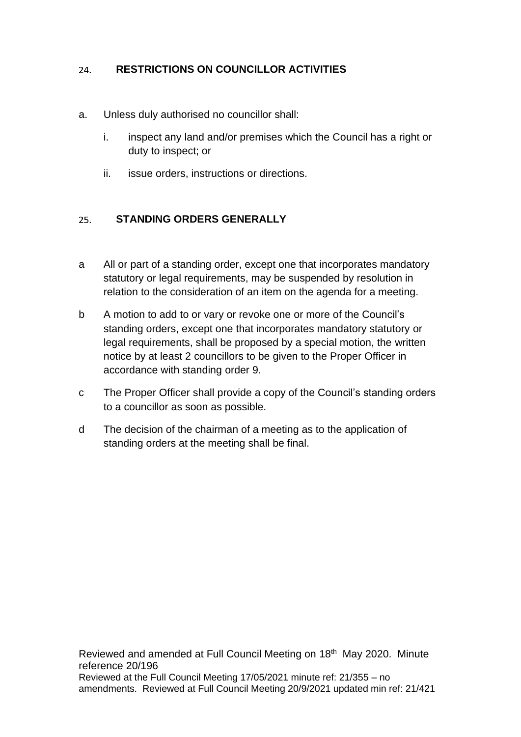## 24. RESTRICTIONS ON COUNCILLOR ACTIVITIES

a. Unless duly authorised no councillor shall:

   i. inspect any land and/or premises which the Council has a right or duty to inspect; or

   ii. issue orders, instructions or directions.

## 25. STANDING ORDERS GENERALLY

a All or part of a standing order, except one that incorporates mandatory statutory or legal requirements, may be suspended by resolution in relation to the consideration of an item on the agenda for a meeting.

b A motion to add to or vary or revoke one or more of the Council's standing orders, except one that incorporates mandatory statutory or legal requirements, shall be proposed by a special motion, the written notice by at least 2 councillors to be given to the Proper Officer in accordance with standing order 9.

c The Proper Officer shall provide a copy of the Council's standing orders to a councillor as soon as possible.

d The decision of the chairman of a meeting as to the application of standing orders at the meeting shall be final.